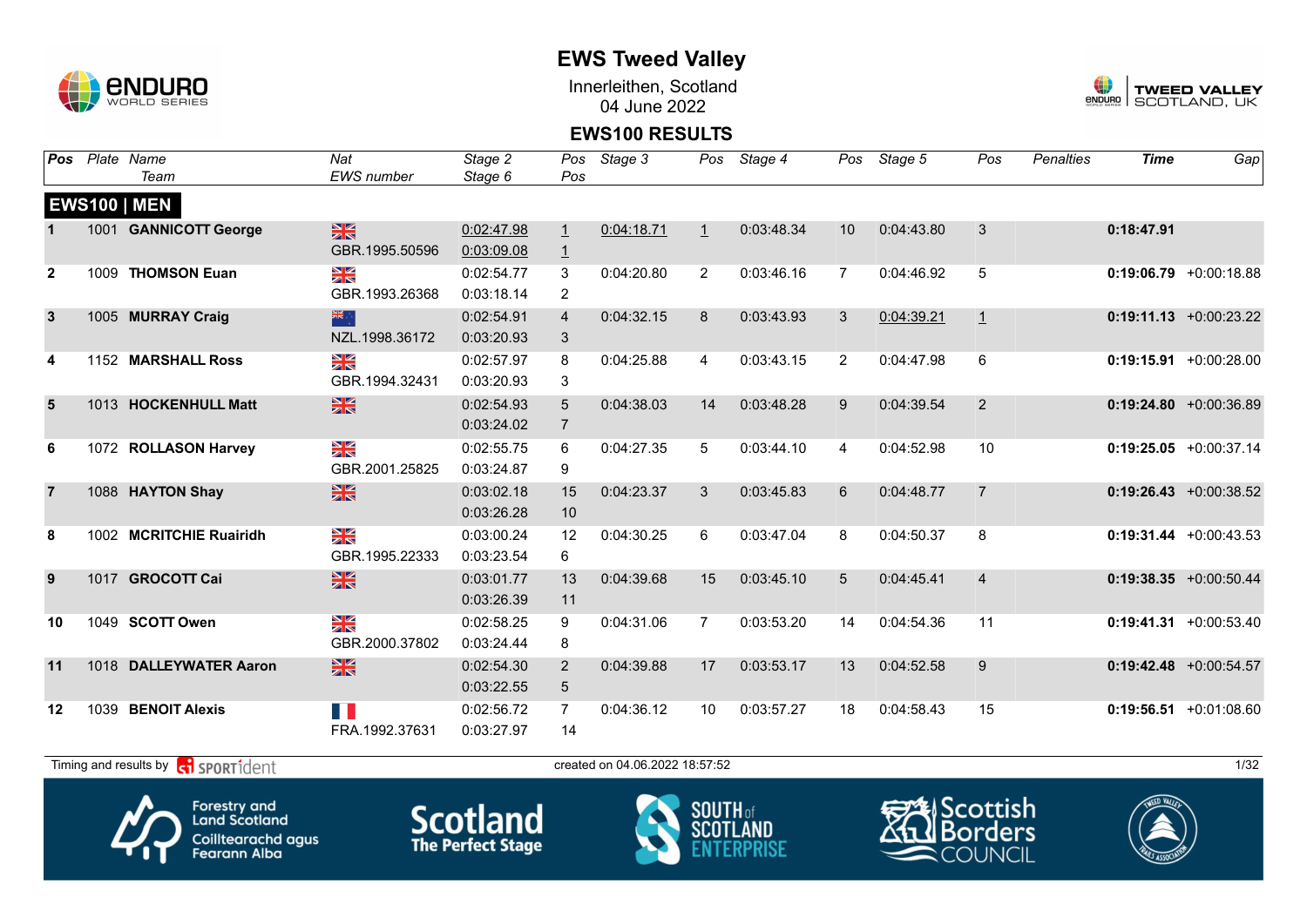# EWS Tweed Valley

Innerleithen, Scotland
04 June 2022

## EWS100 RESULTS

| Pos | Plate | Name / Team | Nat / EWS number | Stage 2 / Stage 6 | Pos / Pos | Stage 3 | Pos | Stage 4 | Pos | Stage 5 | Pos | Penalties | Time | Gap |
|---|---|---|---|---|---|---|---|---|---|---|---|---|---|---|
| **EWS100 \| MEN** | | | | | | | | | | | | | | |
| 1 | 1001 | **GANNICOTT George** | GBR.1995.50596 | 0:02:47.98 / 0:03:09.08 | 1 / 1 | 0:04:18.71 | 1 | 0:03:48.34 | 10 | 0:04:43.80 | 3 | | **0:18:47.91** | |
| 2 | 1009 | **THOMSON Euan** | GBR.1993.26368 | 0:02:54.77 / 0:03:18.14 | 3 / 2 | 0:04:20.80 | 2 | 0:03:46.16 | 7 | 0:04:46.92 | 5 | | **0:19:06.79** | +0:00:18.88 |
| 3 | 1005 | **MURRAY Craig** | NZL.1998.36172 | 0:02:54.91 / 0:03:20.93 | 4 / 3 | 0:04:32.15 | 8 | 0:03:43.93 | 3 | 0:04:39.21 | 1 | | **0:19:11.13** | +0:00:23.22 |
| 4 | 1152 | **MARSHALL Ross** | GBR.1994.32431 | 0:02:57.97 / 0:03:20.93 | 8 / 3 | 0:04:25.88 | 4 | 0:03:43.15 | 2 | 0:04:47.98 | 6 | | **0:19:15.91** | +0:00:28.00 |
| 5 | 1013 | **HOCKENHULL Matt** | | 0:02:54.93 / 0:03:24.02 | 5 / 7 | 0:04:38.03 | 14 | 0:03:48.28 | 9 | 0:04:39.54 | 2 | | **0:19:24.80** | +0:00:36.89 |
| 6 | 1072 | **ROLLASON Harvey** | GBR.2001.25825 | 0:02:55.75 / 0:03:24.87 | 6 / 9 | 0:04:27.35 | 5 | 0:03:44.10 | 4 | 0:04:52.98 | 10 | | **0:19:25.05** | +0:00:37.14 |
| 7 | 1088 | **HAYTON Shay** | | 0:03:02.18 / 0:03:26.28 | 15 / 10 | 0:04:23.37 | 3 | 0:03:45.83 | 6 | 0:04:48.77 | 7 | | **0:19:26.43** | +0:00:38.52 |
| 8 | 1002 | **MCRITCHIE Ruairidh** | GBR.1995.22333 | 0:03:00.24 / 0:03:23.54 | 12 / 6 | 0:04:30.25 | 6 | 0:03:47.04 | 8 | 0:04:50.37 | 8 | | **0:19:31.44** | +0:00:43.53 |
| 9 | 1017 | **GROCOTT Cai** | | 0:03:01.77 / 0:03:26.39 | 13 / 11 | 0:04:39.68 | 15 | 0:03:45.10 | 5 | 0:04:45.41 | 4 | | **0:19:38.35** | +0:00:50.44 |
| 10 | 1049 | **SCOTT Owen** | GBR.2000.37802 | 0:02:58.25 / 0:03:24.44 | 9 / 8 | 0:04:31.06 | 7 | 0:03:53.20 | 14 | 0:04:54.36 | 11 | | **0:19:41.31** | +0:00:53.40 |
| 11 | 1018 | **DALLEYWATER Aaron** | | 0:02:54.30 / 0:03:22.55 | 2 / 5 | 0:04:39.88 | 17 | 0:03:53.17 | 13 | 0:04:52.58 | 9 | | **0:19:42.48** | +0:00:54.57 |
| 12 | 1039 | **BENOIT Alexis** | FRA.1992.37631 | 0:02:56.72 / 0:03:27.97 | 7 / 14 | 0:04:36.12 | 10 | 0:03:57.27 | 18 | 0:04:58.43 | 15 | | **0:19:56.51** | +0:01:08.60 |

Timing and results by SPORTident

created on 04.06.2022 18:57:52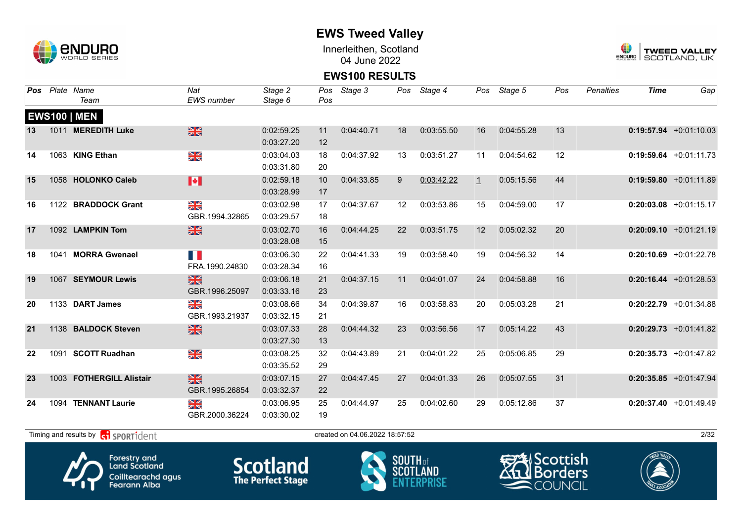# EWS Tweed Valley

Innerleithen, Scotland
04 June 2022

## EWS100 RESULTS

| Pos | Plate | Name / Team | Nat / EWS number | Stage 2 / Stage 6 | Pos / Pos | Stage 3 | Pos | Stage 4 | Pos | Stage 5 | Pos | Penalties | Time | Gap |
|---|---|---|---|---|---|---|---|---|---|---|---|---|---|---|
| **EWS100 \| MEN** | | | | | | | | | | | | | | |
| 13 | 1011 | **MEREDITH Luke** | GBR | 0:02:59.25 / 0:03:27.20 | 11 / 12 | 0:04:40.71 | 18 | 0:03:55.50 | 16 | 0:04:55.28 | 13 | | **0:19:57.94** | +0:01:10.03 |
| 14 | 1063 | **KING Ethan** | GBR | 0:03:04.03 / 0:03:31.80 | 18 / 20 | 0:04:37.92 | 13 | 0:03:51.27 | 11 | 0:04:54.62 | 12 | | **0:19:59.64** | +0:01:11.73 |
| 15 | 1058 | **HOLONKO Caleb** | CAN | 0:02:59.18 / 0:03:28.99 | 10 / 17 | 0:04:33.85 | 9 | 0:03:42.22 | 1 | 0:05:15.56 | 44 | | **0:19:59.80** | +0:01:11.89 |
| 16 | 1122 | **BRADDOCK Grant** | GBR / GBR.1994.32865 | 0:03:02.98 / 0:03:29.57 | 17 / 18 | 0:04:37.67 | 12 | 0:03:53.86 | 15 | 0:04:59.00 | 17 | | **0:20:03.08** | +0:01:15.17 |
| 17 | 1092 | **LAMPKIN Tom** | GBR | 0:03:02.70 / 0:03:28.08 | 16 / 15 | 0:04:44.25 | 22 | 0:03:51.75 | 12 | 0:05:02.32 | 20 | | **0:20:09.10** | +0:01:21.19 |
| 18 | 1041 | **MORRA Gwenael** | FRA / FRA.1990.24830 | 0:03:06.30 / 0:03:28.34 | 22 / 16 | 0:04:41.33 | 19 | 0:03:58.40 | 19 | 0:04:56.32 | 14 | | **0:20:10.69** | +0:01:22.78 |
| 19 | 1067 | **SEYMOUR Lewis** | GBR / GBR.1996.25097 | 0:03:06.18 / 0:03:33.16 | 21 / 23 | 0:04:37.15 | 11 | 0:04:01.07 | 24 | 0:04:58.88 | 16 | | **0:20:16.44** | +0:01:28.53 |
| 20 | 1133 | **DART James** | GBR / GBR.1993.21937 | 0:03:08.66 / 0:03:32.15 | 34 / 21 | 0:04:39.87 | 16 | 0:03:58.83 | 20 | 0:05:03.28 | 21 | | **0:20:22.79** | +0:01:34.88 |
| 21 | 1138 | **BALDOCK Steven** | GBR | 0:03:07.33 / 0:03:27.30 | 28 / 13 | 0:04:44.32 | 23 | 0:03:56.56 | 17 | 0:05:14.22 | 43 | | **0:20:29.73** | +0:01:41.82 |
| 22 | 1091 | **SCOTT Ruadhan** | GBR | 0:03:08.25 / 0:03:35.52 | 32 / 29 | 0:04:43.89 | 21 | 0:04:01.22 | 25 | 0:05:06.85 | 29 | | **0:20:35.73** | +0:01:47.82 |
| 23 | 1003 | **FOTHERGILL Alistair** | GBR / GBR.1995.26854 | 0:03:07.15 / 0:03:32.37 | 27 / 22 | 0:04:47.45 | 27 | 0:04:01.33 | 26 | 0:05:07.55 | 31 | | **0:20:35.85** | +0:01:47.94 |
| 24 | 1094 | **TENNANT Laurie** | GBR / GBR.2000.36224 | 0:03:06.95 / 0:03:30.02 | 25 / 19 | 0:04:44.97 | 25 | 0:04:02.60 | 29 | 0:05:12.86 | 37 | | **0:20:37.40** | +0:01:49.49 |

Timing and results by SPORTident — created on 04.06.2022 18:57:52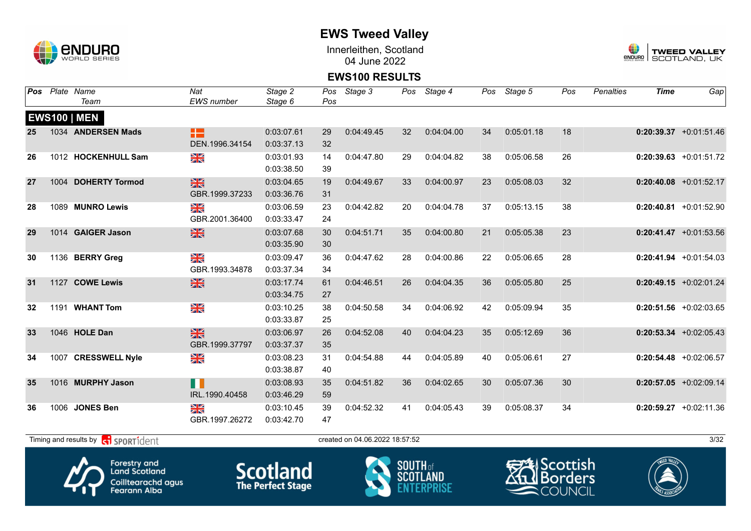# EWS Tweed Valley

Innerleithen, Scotland
04 June 2022

## EWS100 RESULTS

### EWS100 | MEN

| Pos | Plate | Name / Team | Nat / EWS number | Stage 2 / Stage 6 | Pos / Pos | Stage 3 | Pos | Stage 4 | Pos | Stage 5 | Pos | Penalties | Time | Gap |
|---|---|---|---|---|---|---|---|---|---|---|---|---|---|---|
| 25 | 1034 | **ANDERSEN Mads** | DEN.1996.34154 | 0:03:07.61 / 0:03:37.13 | 29 / 32 | 0:04:49.45 | 32 | 0:04:04.00 | 34 | 0:05:01.18 | 18 | | **0:20:39.37** | +0:01:51.46 |
| 26 | 1012 | **HOCKENHULL Sam** | | 0:03:01.93 / 0:03:38.50 | 14 / 39 | 0:04:47.80 | 29 | 0:04:04.82 | 38 | 0:05:06.58 | 26 | | **0:20:39.63** | +0:01:51.72 |
| 27 | 1004 | **DOHERTY Tormod** | GBR.1999.37233 | 0:03:04.65 / 0:03:36.76 | 19 / 31 | 0:04:49.67 | 33 | 0:04:00.97 | 23 | 0:05:08.03 | 32 | | **0:20:40.08** | +0:01:52.17 |
| 28 | 1089 | **MUNRO Lewis** | GBR.2001.36400 | 0:03:06.59 / 0:03:33.47 | 23 / 24 | 0:04:42.82 | 20 | 0:04:04.78 | 37 | 0:05:13.15 | 38 | | **0:20:40.81** | +0:01:52.90 |
| 29 | 1014 | **GAIGER Jason** | | 0:03:07.68 / 0:03:35.90 | 30 / 30 | 0:04:51.71 | 35 | 0:04:00.80 | 21 | 0:05:05.38 | 23 | | **0:20:41.47** | +0:01:53.56 |
| 30 | 1136 | **BERRY Greg** | GBR.1993.34878 | 0:03:09.47 / 0:03:37.34 | 36 / 34 | 0:04:47.62 | 28 | 0:04:00.86 | 22 | 0:05:06.65 | 28 | | **0:20:41.94** | +0:01:54.03 |
| 31 | 1127 | **COWE Lewis** | | 0:03:17.74 / 0:03:34.75 | 61 / 27 | 0:04:46.51 | 26 | 0:04:04.35 | 36 | 0:05:05.80 | 25 | | **0:20:49.15** | +0:02:01.24 |
| 32 | 1191 | **WHANT Tom** | | 0:03:10.25 / 0:03:33.87 | 38 / 25 | 0:04:50.58 | 34 | 0:04:06.92 | 42 | 0:05:09.94 | 35 | | **0:20:51.56** | +0:02:03.65 |
| 33 | 1046 | **HOLE Dan** | GBR.1999.37797 | 0:03:06.97 / 0:03:37.37 | 26 / 35 | 0:04:52.08 | 40 | 0:04:04.23 | 35 | 0:05:12.69 | 36 | | **0:20:53.34** | +0:02:05.43 |
| 34 | 1007 | **CRESSWELL Nyle** | | 0:03:08.23 / 0:03:38.87 | 31 / 40 | 0:04:54.88 | 44 | 0:04:05.89 | 40 | 0:05:06.61 | 27 | | **0:20:54.48** | +0:02:06.57 |
| 35 | 1016 | **MURPHY Jason** | IRL.1990.40458 | 0:03:08.93 / 0:03:46.29 | 35 / 59 | 0:04:51.82 | 36 | 0:04:02.65 | 30 | 0:05:07.36 | 30 | | **0:20:57.05** | +0:02:09.14 |
| 36 | 1006 | **JONES Ben** | GBR.1997.26272 | 0:03:10.45 / 0:03:42.70 | 39 / 47 | 0:04:52.32 | 41 | 0:04:05.43 | 39 | 0:05:08.37 | 34 | | **0:20:59.27** | +0:02:11.36 |

Timing and results by SPORTident

created on 04.06.2022 18:57:52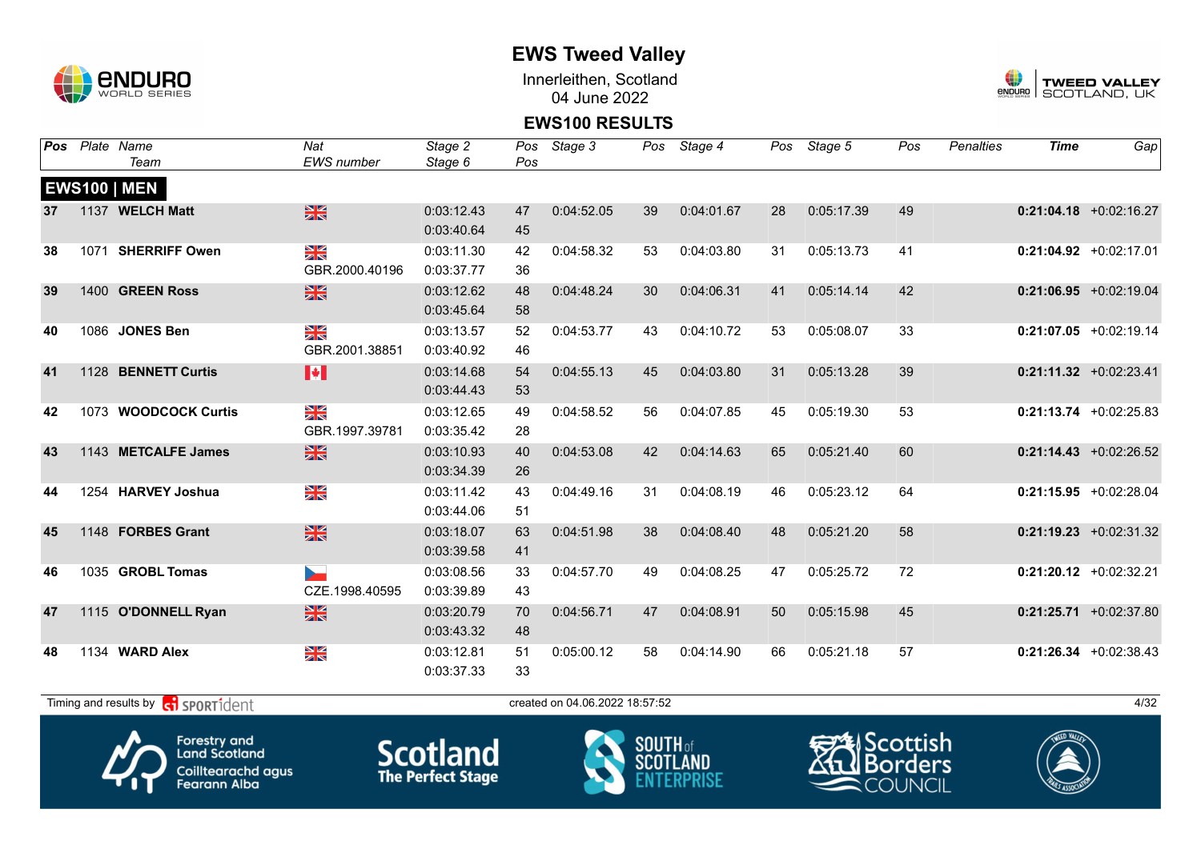# EWS Tweed Valley

Innerleithen, Scotland
04 June 2022

## EWS100 RESULTS

| Pos | Plate | Name / Team | Nat / EWS number | Stage 2 / Stage 6 | Pos / Pos | Stage 3 | Pos | Stage 4 | Pos | Stage 5 | Pos | Penalties | Time | Gap |
|---|---|---|---|---|---|---|---|---|---|---|---|---|---|---|
| **EWS100 \| MEN** | | | | | | | | | | | | | | |
| 37 | 1137 | **WELCH Matt** | GBR | 0:03:12.43 / 0:03:40.64 | 47 / 45 | 0:04:52.05 | 39 | 0:04:01.67 | 28 | 0:05:17.39 | 49 | | **0:21:04.18** | +0:02:16.27 |
| 38 | 1071 | **SHERRIFF Owen** | GBR / GBR.2000.40196 | 0:03:11.30 / 0:03:37.77 | 42 / 36 | 0:04:58.32 | 53 | 0:04:03.80 | 31 | 0:05:13.73 | 41 | | **0:21:04.92** | +0:02:17.01 |
| 39 | 1400 | **GREEN Ross** | GBR | 0:03:12.62 / 0:03:45.64 | 48 / 58 | 0:04:48.24 | 30 | 0:04:06.31 | 41 | 0:05:14.14 | 42 | | **0:21:06.95** | +0:02:19.04 |
| 40 | 1086 | **JONES Ben** | GBR / GBR.2001.38851 | 0:03:13.57 / 0:03:40.92 | 52 / 46 | 0:04:53.77 | 43 | 0:04:10.72 | 53 | 0:05:08.07 | 33 | | **0:21:07.05** | +0:02:19.14 |
| 41 | 1128 | **BENNETT Curtis** | CAN | 0:03:14.68 / 0:03:44.43 | 54 / 53 | 0:04:55.13 | 45 | 0:04:03.80 | 31 | 0:05:13.28 | 39 | | **0:21:11.32** | +0:02:23.41 |
| 42 | 1073 | **WOODCOCK Curtis** | GBR / GBR.1997.39781 | 0:03:12.65 / 0:03:35.42 | 49 / 28 | 0:04:58.52 | 56 | 0:04:07.85 | 45 | 0:05:19.30 | 53 | | **0:21:13.74** | +0:02:25.83 |
| 43 | 1143 | **METCALFE James** | GBR | 0:03:10.93 / 0:03:34.39 | 40 / 26 | 0:04:53.08 | 42 | 0:04:14.63 | 65 | 0:05:21.40 | 60 | | **0:21:14.43** | +0:02:26.52 |
| 44 | 1254 | **HARVEY Joshua** | GBR | 0:03:11.42 / 0:03:44.06 | 43 / 51 | 0:04:49.16 | 31 | 0:04:08.19 | 46 | 0:05:23.12 | 64 | | **0:21:15.95** | +0:02:28.04 |
| 45 | 1148 | **FORBES Grant** | GBR | 0:03:18.07 / 0:03:39.58 | 63 / 41 | 0:04:51.98 | 38 | 0:04:08.40 | 48 | 0:05:21.20 | 58 | | **0:21:19.23** | +0:02:31.32 |
| 46 | 1035 | **GROBL Tomas** | CZE / CZE.1998.40595 | 0:03:08.56 / 0:03:39.89 | 33 / 43 | 0:04:57.70 | 49 | 0:04:08.25 | 47 | 0:05:25.72 | 72 | | **0:21:20.12** | +0:02:32.21 |
| 47 | 1115 | **O'DONNELL Ryan** | GBR | 0:03:20.79 / 0:03:43.32 | 70 / 48 | 0:04:56.71 | 47 | 0:04:08.91 | 50 | 0:05:15.98 | 45 | | **0:21:25.71** | +0:02:37.80 |
| 48 | 1134 | **WARD Alex** | GBR | 0:03:12.81 / 0:03:37.33 | 51 / 33 | 0:05:00.12 | 58 | 0:04:14.90 | 66 | 0:05:21.18 | 57 | | **0:21:26.34** | +0:02:38.43 |

Timing and results by SPORTident — created on 04.06.2022 18:57:52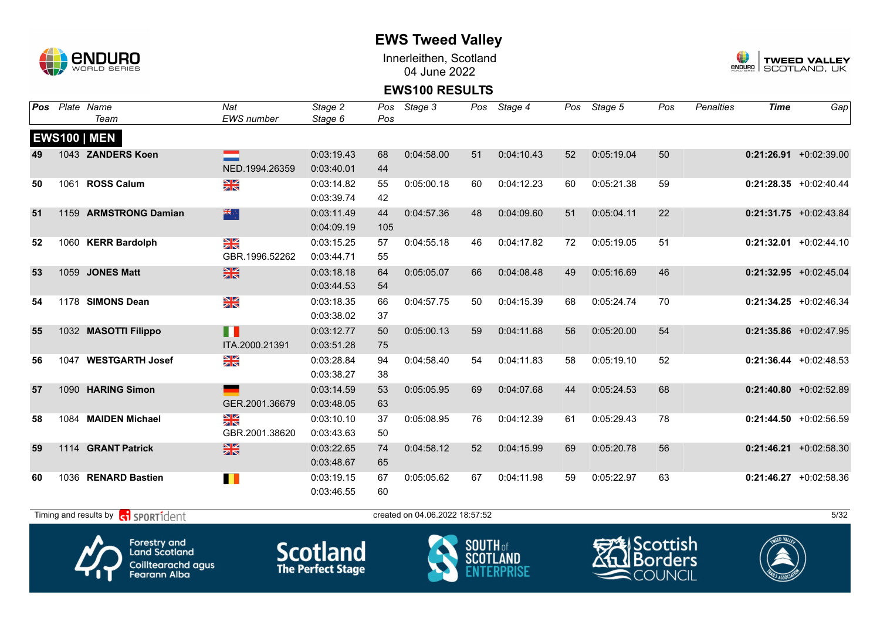# EWS Tweed Valley

Innerleithen, Scotland
04 June 2022

## EWS100 RESULTS

### EWS100 | MEN

| Pos | Plate | Name / Team | Nat / EWS number | Stage 2 / Stage 6 | Pos / Pos | Stage 3 | Pos | Stage 4 | Pos | Stage 5 | Pos | Penalties | Time | Gap |
|---|---|---|---|---|---|---|---|---|---|---|---|---|---|---|
| 49 | 1043 | **ZANDERS Koen** | NED.1994.26359 | 0:03:19.43 / 0:03:40.01 | 68 / 44 | 0:04:58.00 | 51 | 0:04:10.43 | 52 | 0:05:19.04 | 50 | | **0:21:26.91** | +0:02:39.00 |
| 50 | 1061 | **ROSS Calum** | | 0:03:14.82 / 0:03:39.74 | 55 / 42 | 0:05:00.18 | 60 | 0:04:12.23 | 60 | 0:05:21.38 | 59 | | **0:21:28.35** | +0:02:40.44 |
| 51 | 1159 | **ARMSTRONG Damian** | | 0:03:11.49 / 0:04:09.19 | 44 / 105 | 0:04:57.36 | 48 | 0:04:09.60 | 51 | 0:05:04.11 | 22 | | **0:21:31.75** | +0:02:43.84 |
| 52 | 1060 | **KERR Bardolph** | GBR.1996.52262 | 0:03:15.25 / 0:03:44.71 | 57 / 55 | 0:04:55.18 | 46 | 0:04:17.82 | 72 | 0:05:19.05 | 51 | | **0:21:32.01** | +0:02:44.10 |
| 53 | 1059 | **JONES Matt** | | 0:03:18.18 / 0:03:44.53 | 64 / 54 | 0:05:05.07 | 66 | 0:04:08.48 | 49 | 0:05:16.69 | 46 | | **0:21:32.95** | +0:02:45.04 |
| 54 | 1178 | **SIMONS Dean** | | 0:03:18.35 / 0:03:38.02 | 66 / 37 | 0:04:57.75 | 50 | 0:04:15.39 | 68 | 0:05:24.74 | 70 | | **0:21:34.25** | +0:02:46.34 |
| 55 | 1032 | **MASOTTI Filippo** | ITA.2000.21391 | 0:03:12.77 / 0:03:51.28 | 50 / 75 | 0:05:00.13 | 59 | 0:04:11.68 | 56 | 0:05:20.00 | 54 | | **0:21:35.86** | +0:02:47.95 |
| 56 | 1047 | **WESTGARTH Josef** | | 0:03:28.84 / 0:03:38.27 | 94 / 38 | 0:04:58.40 | 54 | 0:04:11.83 | 58 | 0:05:19.10 | 52 | | **0:21:36.44** | +0:02:48.53 |
| 57 | 1090 | **HARING Simon** | GER.2001.36679 | 0:03:14.59 / 0:03:48.05 | 53 / 63 | 0:05:05.95 | 69 | 0:04:07.68 | 44 | 0:05:24.53 | 68 | | **0:21:40.80** | +0:02:52.89 |
| 58 | 1084 | **MAIDEN Michael** | GBR.2001.38620 | 0:03:10.10 / 0:03:43.63 | 37 / 50 | 0:05:08.95 | 76 | 0:04:12.39 | 61 | 0:05:29.43 | 78 | | **0:21:44.50** | +0:02:56.59 |
| 59 | 1114 | **GRANT Patrick** | | 0:03:22.65 / 0:03:48.67 | 74 / 65 | 0:04:58.12 | 52 | 0:04:15.99 | 69 | 0:05:20.78 | 56 | | **0:21:46.21** | +0:02:58.30 |
| 60 | 1036 | **RENARD Bastien** | | 0:03:19.15 / 0:03:46.55 | 67 / 60 | 0:05:05.62 | 67 | 0:04:11.98 | 59 | 0:05:22.97 | 63 | | **0:21:46.27** | +0:02:58.36 |

Timing and results by SPORTident

created on 04.06.2022 18:57:52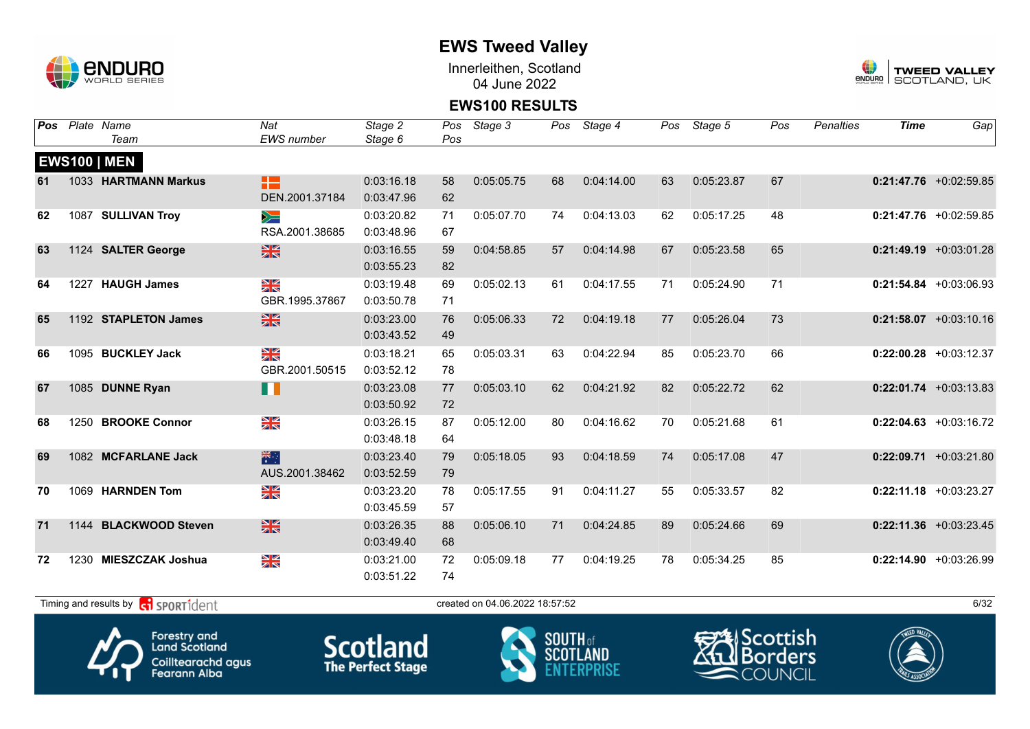# EWS Tweed Valley

Innerleithen, Scotland
04 June 2022

## EWS100 RESULTS

| Pos | Plate | Name / Team | Nat / EWS number | Stage 2 / Stage 6 | Pos / Pos | Stage 3 | Pos | Stage 4 | Pos | Stage 5 | Pos | Penalties | Time | Gap |
|---|---|---|---|---|---|---|---|---|---|---|---|---|---|---|
| **EWS100 \| MEN** | | | | | | | | | | | | | | |
| 61 | 1033 | **HARTMANN Markus** | DEN.2001.37184 | 0:03:16.18 / 0:03:47.96 | 58 / 62 | 0:05:05.75 | 68 | 0:04:14.00 | 63 | 0:05:23.87 | 67 | | **0:21:47.76** | +0:02:59.85 |
| 62 | 1087 | **SULLIVAN Troy** | RSA.2001.38685 | 0:03:20.82 / 0:03:48.96 | 71 / 67 | 0:05:07.70 | 74 | 0:04:13.03 | 62 | 0:05:17.25 | 48 | | **0:21:47.76** | +0:02:59.85 |
| 63 | 1124 | **SALTER George** | | 0:03:16.55 / 0:03:55.23 | 59 / 82 | 0:04:58.85 | 57 | 0:04:14.98 | 67 | 0:05:23.58 | 65 | | **0:21:49.19** | +0:03:01.28 |
| 64 | 1227 | **HAUGH James** | GBR.1995.37867 | 0:03:19.48 / 0:03:50.78 | 69 / 71 | 0:05:02.13 | 61 | 0:04:17.55 | 71 | 0:05:24.90 | 71 | | **0:21:54.84** | +0:03:06.93 |
| 65 | 1192 | **STAPLETON James** | | 0:03:23.00 / 0:03:43.52 | 76 / 49 | 0:05:06.33 | 72 | 0:04:19.18 | 77 | 0:05:26.04 | 73 | | **0:21:58.07** | +0:03:10.16 |
| 66 | 1095 | **BUCKLEY Jack** | GBR.2001.50515 | 0:03:18.21 / 0:03:52.12 | 65 / 78 | 0:05:03.31 | 63 | 0:04:22.94 | 85 | 0:05:23.70 | 66 | | **0:22:00.28** | +0:03:12.37 |
| 67 | 1085 | **DUNNE Ryan** | | 0:03:23.08 / 0:03:50.92 | 77 / 72 | 0:05:03.10 | 62 | 0:04:21.92 | 82 | 0:05:22.72 | 62 | | **0:22:01.74** | +0:03:13.83 |
| 68 | 1250 | **BROOKE Connor** | | 0:03:26.15 / 0:03:48.18 | 87 / 64 | 0:05:12.00 | 80 | 0:04:16.62 | 70 | 0:05:21.68 | 61 | | **0:22:04.63** | +0:03:16.72 |
| 69 | 1082 | **MCFARLANE Jack** | AUS.2001.38462 | 0:03:23.40 / 0:03:52.59 | 79 / 79 | 0:05:18.05 | 93 | 0:04:18.59 | 74 | 0:05:17.08 | 47 | | **0:22:09.71** | +0:03:21.80 |
| 70 | 1069 | **HARNDEN Tom** | | 0:03:23.20 / 0:03:45.59 | 78 / 57 | 0:05:17.55 | 91 | 0:04:11.27 | 55 | 0:05:33.57 | 82 | | **0:22:11.18** | +0:03:23.27 |
| 71 | 1144 | **BLACKWOOD Steven** | | 0:03:26.35 / 0:03:49.40 | 88 / 68 | 0:05:06.10 | 71 | 0:04:24.85 | 89 | 0:05:24.66 | 69 | | **0:22:11.36** | +0:03:23.45 |
| 72 | 1230 | **MIESZCZAK Joshua** | | 0:03:21.00 / 0:03:51.22 | 72 / 74 | 0:05:09.18 | 77 | 0:04:19.25 | 78 | 0:05:34.25 | 85 | | **0:22:14.90** | +0:03:26.99 |

Timing and results by SPORTident

created on 04.06.2022 18:57:52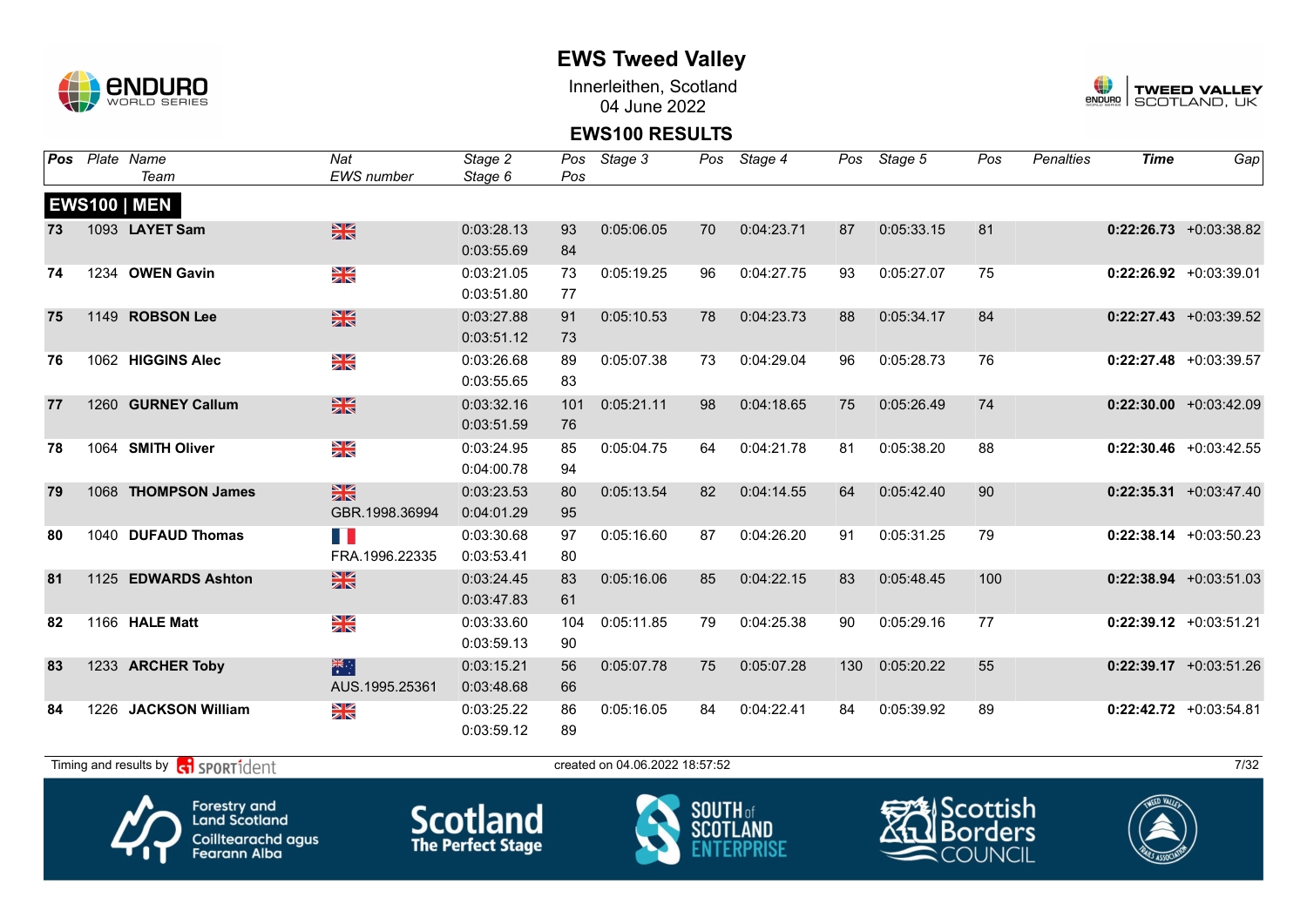# EWS Tweed Valley

Innerleithen, Scotland
04 June 2022

## EWS100 RESULTS

| Pos | Plate | Name / Team | Nat / EWS number | Stage 2 / Stage 6 | Pos / Pos | Stage 3 | Pos | Stage 4 | Pos | Stage 5 | Pos | Penalties | Time | Gap |
|---|---|---|---|---|---|---|---|---|---|---|---|---|---|---|
| **EWS100 \| MEN** | | | | | | | | | | | | | | |
| 73 | 1093 | **LAYET Sam** | GBR | 0:03:28.13 / 0:03:55.69 | 93 / 84 | 0:05:06.05 | 70 | 0:04:23.71 | 87 | 0:05:33.15 | 81 | | **0:22:26.73** | +0:03:38.82 |
| 74 | 1234 | **OWEN Gavin** | GBR | 0:03:21.05 / 0:03:51.80 | 73 / 77 | 0:05:19.25 | 96 | 0:04:27.75 | 93 | 0:05:27.07 | 75 | | **0:22:26.92** | +0:03:39.01 |
| 75 | 1149 | **ROBSON Lee** | GBR | 0:03:27.88 / 0:03:51.12 | 91 / 73 | 0:05:10.53 | 78 | 0:04:23.73 | 88 | 0:05:34.17 | 84 | | **0:22:27.43** | +0:03:39.52 |
| 76 | 1062 | **HIGGINS Alec** | GBR | 0:03:26.68 / 0:03:55.65 | 89 / 83 | 0:05:07.38 | 73 | 0:04:29.04 | 96 | 0:05:28.73 | 76 | | **0:22:27.48** | +0:03:39.57 |
| 77 | 1260 | **GURNEY Callum** | GBR | 0:03:32.16 / 0:03:51.59 | 101 / 76 | 0:05:21.11 | 98 | 0:04:18.65 | 75 | 0:05:26.49 | 74 | | **0:22:30.00** | +0:03:42.09 |
| 78 | 1064 | **SMITH Oliver** | GBR | 0:03:24.95 / 0:04:00.78 | 85 / 94 | 0:05:04.75 | 64 | 0:04:21.78 | 81 | 0:05:38.20 | 88 | | **0:22:30.46** | +0:03:42.55 |
| 79 | 1068 | **THOMPSON James** | GBR / GBR.1998.36994 | 0:03:23.53 / 0:04:01.29 | 80 / 95 | 0:05:13.54 | 82 | 0:04:14.55 | 64 | 0:05:42.40 | 90 | | **0:22:35.31** | +0:03:47.40 |
| 80 | 1040 | **DUFAUD Thomas** | FRA / FRA.1996.22335 | 0:03:30.68 / 0:03:53.41 | 97 / 80 | 0:05:16.60 | 87 | 0:04:26.20 | 91 | 0:05:31.25 | 79 | | **0:22:38.14** | +0:03:50.23 |
| 81 | 1125 | **EDWARDS Ashton** | GBR | 0:03:24.45 / 0:03:47.83 | 83 / 61 | 0:05:16.06 | 85 | 0:04:22.15 | 83 | 0:05:48.45 | 100 | | **0:22:38.94** | +0:03:51.03 |
| 82 | 1166 | **HALE Matt** | GBR | 0:03:33.60 / 0:03:59.13 | 104 / 90 | 0:05:11.85 | 79 | 0:04:25.38 | 90 | 0:05:29.16 | 77 | | **0:22:39.12** | +0:03:51.21 |
| 83 | 1233 | **ARCHER Toby** | AUS / AUS.1995.25361 | 0:03:15.21 / 0:03:48.68 | 56 / 66 | 0:05:07.78 | 75 | 0:05:07.28 | 130 | 0:05:20.22 | 55 | | **0:22:39.17** | +0:03:51.26 |
| 84 | 1226 | **JACKSON William** | GBR | 0:03:25.22 / 0:03:59.12 | 86 / 89 | 0:05:16.05 | 84 | 0:04:22.41 | 84 | 0:05:39.92 | 89 | | **0:22:42.72** | +0:03:54.81 |

Timing and results by SPORTident — created on 04.06.2022 18:57:52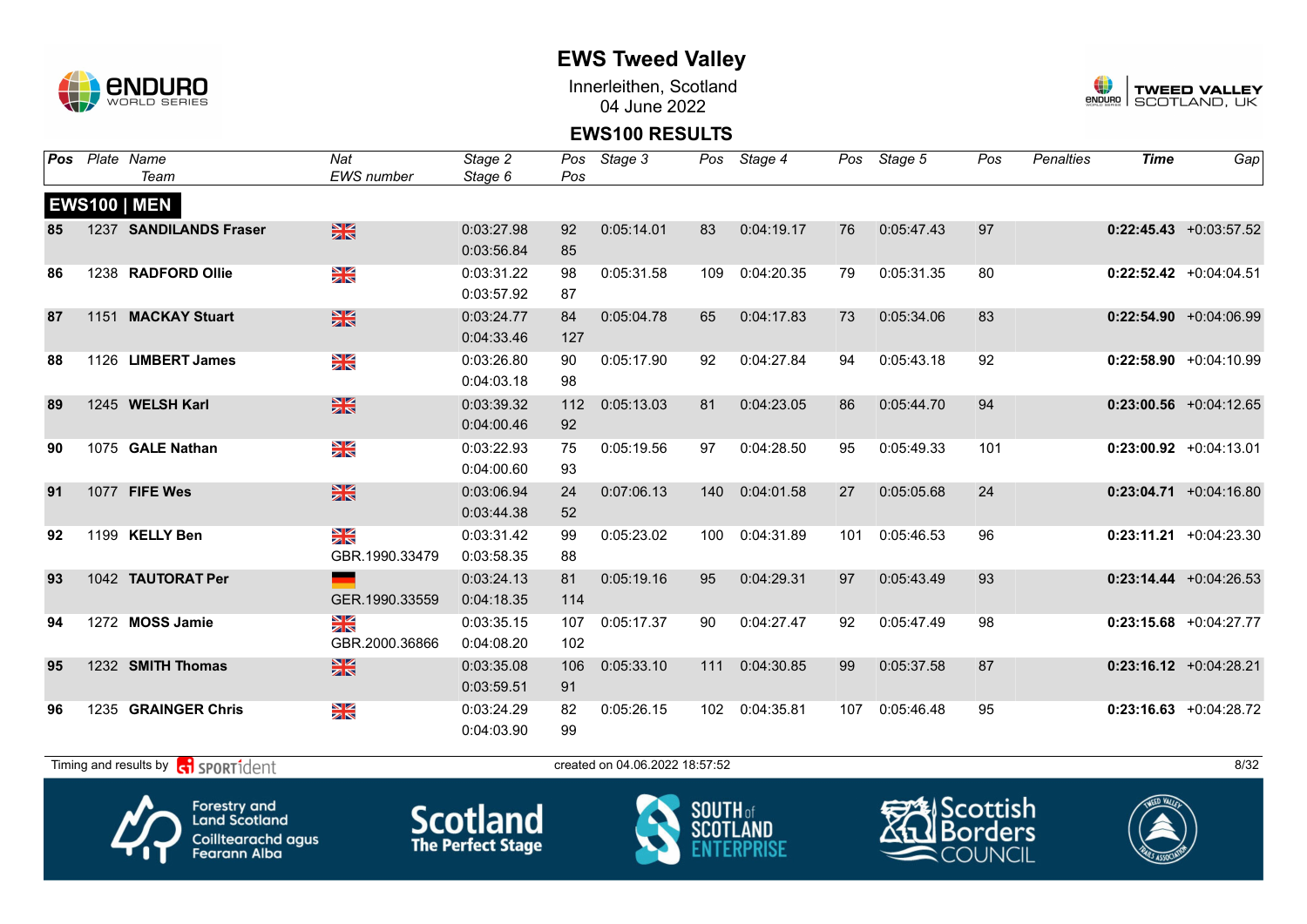# EWS Tweed Valley

Innerleithen, Scotland
04 June 2022

## EWS100 RESULTS

### EWS100 | MEN

| Pos | Plate | Name / Team | Nat / EWS number | Stage 2 / Stage 6 | Pos / Pos | Stage 3 | Pos | Stage 4 | Pos | Stage 5 | Pos | Penalties | Time | Gap |
|---|---|---|---|---|---|---|---|---|---|---|---|---|---|---|
| 85 | 1237 | **SANDILANDS Fraser** | GBR | 0:03:27.98<br>0:03:56.84 | 92<br>85 | 0:05:14.01 | 83 | 0:04:19.17 | 76 | 0:05:47.43 | 97 | | **0:22:45.43** | +0:03:57.52 |
| 86 | 1238 | **RADFORD Ollie** | GBR | 0:03:31.22<br>0:03:57.92 | 98<br>87 | 0:05:31.58 | 109 | 0:04:20.35 | 79 | 0:05:31.35 | 80 | | **0:22:52.42** | +0:04:04.51 |
| 87 | 1151 | **MACKAY Stuart** | GBR | 0:03:24.77<br>0:04:33.46 | 84<br>127 | 0:05:04.78 | 65 | 0:04:17.83 | 73 | 0:05:34.06 | 83 | | **0:22:54.90** | +0:04:06.99 |
| 88 | 1126 | **LIMBERT James** | GBR | 0:03:26.80<br>0:04:03.18 | 90<br>98 | 0:05:17.90 | 92 | 0:04:27.84 | 94 | 0:05:43.18 | 92 | | **0:22:58.90** | +0:04:10.99 |
| 89 | 1245 | **WELSH Karl** | GBR | 0:03:39.32<br>0:04:00.46 | 112<br>92 | 0:05:13.03 | 81 | 0:04:23.05 | 86 | 0:05:44.70 | 94 | | **0:23:00.56** | +0:04:12.65 |
| 90 | 1075 | **GALE Nathan** | GBR | 0:03:22.93<br>0:04:00.60 | 75<br>93 | 0:05:19.56 | 97 | 0:04:28.50 | 95 | 0:05:49.33 | 101 | | **0:23:00.92** | +0:04:13.01 |
| 91 | 1077 | **FIFE Wes** | GBR | 0:03:06.94<br>0:03:44.38 | 24<br>52 | 0:07:06.13 | 140 | 0:04:01.58 | 27 | 0:05:05.68 | 24 | | **0:23:04.71** | +0:04:16.80 |
| 92 | 1199 | **KELLY Ben** | GBR<br>GBR.1990.33479 | 0:03:31.42<br>0:03:58.35 | 99<br>88 | 0:05:23.02 | 100 | 0:04:31.89 | 101 | 0:05:46.53 | 96 | | **0:23:11.21** | +0:04:23.30 |
| 93 | 1042 | **TAUTORAT Per** | GER<br>GER.1990.33559 | 0:03:24.13<br>0:04:18.35 | 81<br>114 | 0:05:19.16 | 95 | 0:04:29.31 | 97 | 0:05:43.49 | 93 | | **0:23:14.44** | +0:04:26.53 |
| 94 | 1272 | **MOSS Jamie** | GBR<br>GBR.2000.36866 | 0:03:35.15<br>0:04:08.20 | 107<br>102 | 0:05:17.37 | 90 | 0:04:27.47 | 92 | 0:05:47.49 | 98 | | **0:23:15.68** | +0:04:27.77 |
| 95 | 1232 | **SMITH Thomas** | GBR | 0:03:35.08<br>0:03:59.51 | 106<br>91 | 0:05:33.10 | 111 | 0:04:30.85 | 99 | 0:05:37.58 | 87 | | **0:23:16.12** | +0:04:28.21 |
| 96 | 1235 | **GRAINGER Chris** | GBR | 0:03:24.29<br>0:04:03.90 | 82<br>99 | 0:05:26.15 | 102 | 0:04:35.81 | 107 | 0:05:46.48 | 95 | | **0:23:16.63** | +0:04:28.72 |

Timing and results by SPORTident — created on 04.06.2022 18:57:52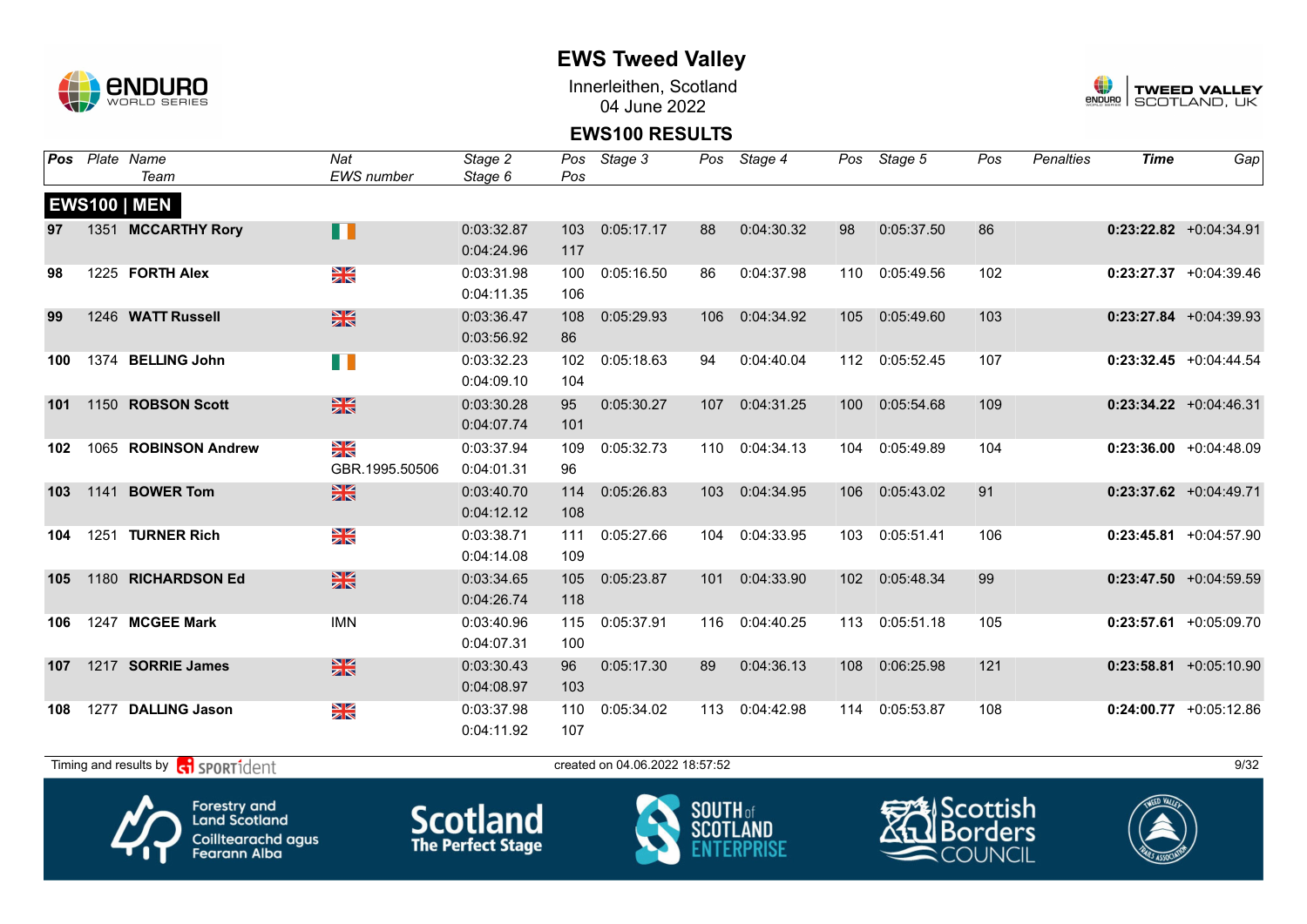# EWS Tweed Valley

Innerleithen, Scotland
04 June 2022

## EWS100 RESULTS

| Pos | Plate | Name / Team | Nat / EWS number | Stage 2 / Stage 6 | Pos / Pos | Stage 3 | Pos | Stage 4 | Pos | Stage 5 | Pos | Penalties | Time | Gap |
|---|---|---|---|---|---|---|---|---|---|---|---|---|---|---|
| **EWS100 \| MEN** | | | | | | | | | | | | | | |
| 97 | 1351 | **MCCARTHY Rory** | IRL | 0:03:32.87<br>0:04:24.96 | 103<br>117 | 0:05:17.17 | 88 | 0:04:30.32 | 98 | 0:05:37.50 | 86 | | **0:23:22.82** | +0:04:34.91 |
| 98 | 1225 | **FORTH Alex** | GBR | 0:03:31.98<br>0:04:11.35 | 100<br>106 | 0:05:16.50 | 86 | 0:04:37.98 | 110 | 0:05:49.56 | 102 | | **0:23:27.37** | +0:04:39.46 |
| 99 | 1246 | **WATT Russell** | GBR | 0:03:36.47<br>0:03:56.92 | 108<br>86 | 0:05:29.93 | 106 | 0:04:34.92 | 105 | 0:05:49.60 | 103 | | **0:23:27.84** | +0:04:39.93 |
| 100 | 1374 | **BELLING John** | IRL | 0:03:32.23<br>0:04:09.10 | 102<br>104 | 0:05:18.63 | 94 | 0:04:40.04 | 112 | 0:05:52.45 | 107 | | **0:23:32.45** | +0:04:44.54 |
| 101 | 1150 | **ROBSON Scott** | GBR | 0:03:30.28<br>0:04:07.74 | 95<br>101 | 0:05:30.27 | 107 | 0:04:31.25 | 100 | 0:05:54.68 | 109 | | **0:23:34.22** | +0:04:46.31 |
| 102 | 1065 | **ROBINSON Andrew** | GBR<br>GBR.1995.50506 | 0:03:37.94<br>0:04:01.31 | 109<br>96 | 0:05:32.73 | 110 | 0:04:34.13 | 104 | 0:05:49.89 | 104 | | **0:23:36.00** | +0:04:48.09 |
| 103 | 1141 | **BOWER Tom** | GBR | 0:03:40.70<br>0:04:12.12 | 114<br>108 | 0:05:26.83 | 103 | 0:04:34.95 | 106 | 0:05:43.02 | 91 | | **0:23:37.62** | +0:04:49.71 |
| 104 | 1251 | **TURNER Rich** | GBR | 0:03:38.71<br>0:04:14.08 | 111<br>109 | 0:05:27.66 | 104 | 0:04:33.95 | 103 | 0:05:51.41 | 106 | | **0:23:45.81** | +0:04:57.90 |
| 105 | 1180 | **RICHARDSON Ed** | GBR | 0:03:34.65<br>0:04:26.74 | 105<br>118 | 0:05:23.87 | 101 | 0:04:33.90 | 102 | 0:05:48.34 | 99 | | **0:23:47.50** | +0:04:59.59 |
| 106 | 1247 | **MCGEE Mark** | IMN | 0:03:40.96<br>0:04:07.31 | 115<br>100 | 0:05:37.91 | 116 | 0:04:40.25 | 113 | 0:05:51.18 | 105 | | **0:23:57.61** | +0:05:09.70 |
| 107 | 1217 | **SORRIE James** | GBR | 0:03:30.43<br>0:04:08.97 | 96<br>103 | 0:05:17.30 | 89 | 0:04:36.13 | 108 | 0:06:25.98 | 121 | | **0:23:58.81** | +0:05:10.90 |
| 108 | 1277 | **DALLING Jason** | GBR | 0:03:37.98<br>0:04:11.92 | 110<br>107 | 0:05:34.02 | 113 | 0:04:42.98 | 114 | 0:05:53.87 | 108 | | **0:24:00.77** | +0:05:12.86 |

Timing and results by SPORTident — created on 04.06.2022 18:57:52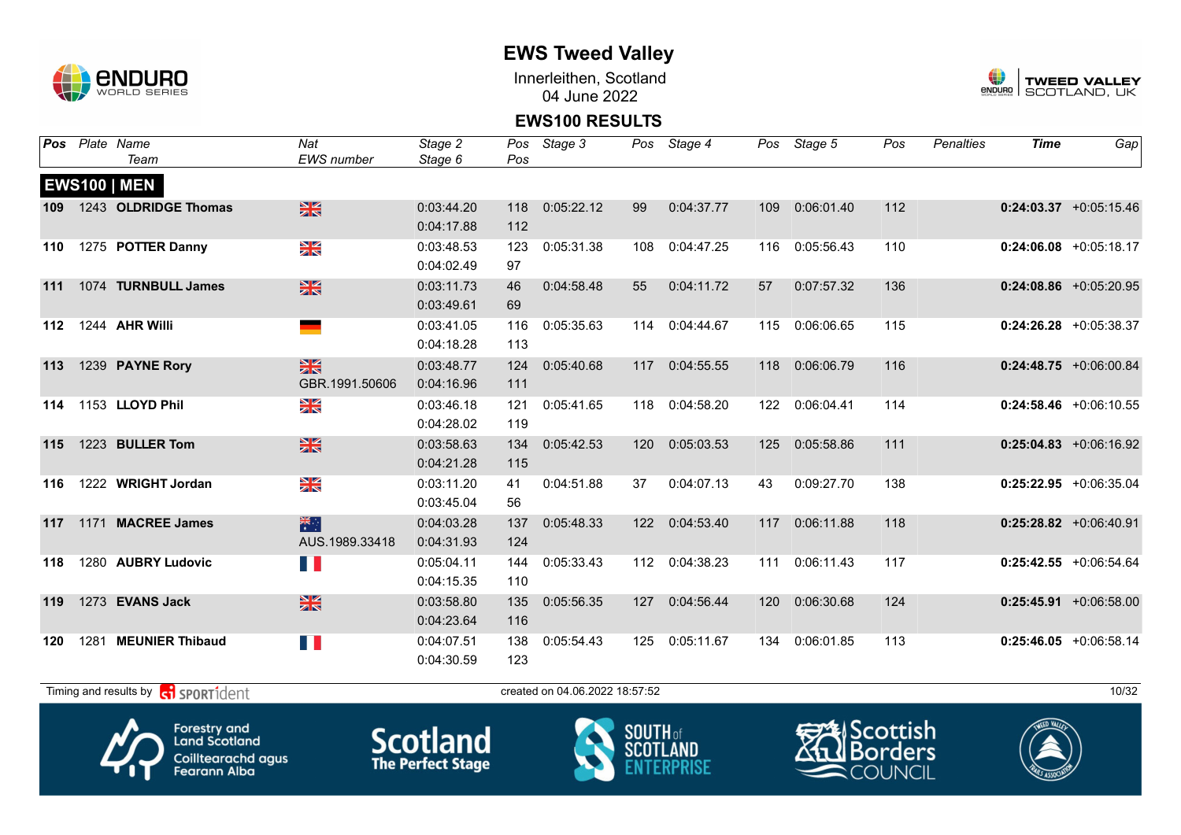# EWS Tweed Valley

Innerleithen, Scotland
04 June 2022

## EWS100 RESULTS

| Pos | Plate | Name / Team | Nat / EWS number | Stage 2 / Stage 6 | Pos / Pos | Stage 3 | Pos | Stage 4 | Pos | Stage 5 | Pos | Penalties | Time | Gap |
|---|---|---|---|---|---|---|---|---|---|---|---|---|---|---|
| **EWS100 \| MEN** | | | | | | | | | | | | | | |
| **109** | 1243 | **OLDRIDGE Thomas** | GBR | 0:03:44.20<br>0:04:17.88 | 118<br>112 | 0:05:22.12 | 99 | 0:04:37.77 | 109 | 0:06:01.40 | 112 | | **0:24:03.37** | +0:05:15.46 |
| **110** | 1275 | **POTTER Danny** | GBR | 0:03:48.53<br>0:04:02.49 | 123<br>97 | 0:05:31.38 | 108 | 0:04:47.25 | 116 | 0:05:56.43 | 110 | | **0:24:06.08** | +0:05:18.17 |
| **111** | 1074 | **TURNBULL James** | GBR | 0:03:11.73<br>0:03:49.61 | 46<br>69 | 0:04:58.48 | 55 | 0:04:11.72 | 57 | 0:07:57.32 | 136 | | **0:24:08.86** | +0:05:20.95 |
| **112** | 1244 | **AHR Willi** | GER | 0:03:41.05<br>0:04:18.28 | 116<br>113 | 0:05:35.63 | 114 | 0:04:44.67 | 115 | 0:06:06.65 | 115 | | **0:24:26.28** | +0:05:38.37 |
| **113** | 1239 | **PAYNE Rory** | GBR<br>GBR.1991.50606 | 0:03:48.77<br>0:04:16.96 | 124<br>111 | 0:05:40.68 | 117 | 0:04:55.55 | 118 | 0:06:06.79 | 116 | | **0:24:48.75** | +0:06:00.84 |
| **114** | 1153 | **LLOYD Phil** | GBR | 0:03:46.18<br>0:04:28.02 | 121<br>119 | 0:05:41.65 | 118 | 0:04:58.20 | 122 | 0:06:04.41 | 114 | | **0:24:58.46** | +0:06:10.55 |
| **115** | 1223 | **BULLER Tom** | GBR | 0:03:58.63<br>0:04:21.28 | 134<br>115 | 0:05:42.53 | 120 | 0:05:03.53 | 125 | 0:05:58.86 | 111 | | **0:25:04.83** | +0:06:16.92 |
| **116** | 1222 | **WRIGHT Jordan** | GBR | 0:03:11.20<br>0:03:45.04 | 41<br>56 | 0:04:51.88 | 37 | 0:04:07.13 | 43 | 0:09:27.70 | 138 | | **0:25:22.95** | +0:06:35.04 |
| **117** | 1171 | **MACREE James** | AUS<br>AUS.1989.33418 | 0:04:03.28<br>0:04:31.93 | 137<br>124 | 0:05:48.33 | 122 | 0:04:53.40 | 117 | 0:06:11.88 | 118 | | **0:25:28.82** | +0:06:40.91 |
| **118** | 1280 | **AUBRY Ludovic** | FRA | 0:05:04.11<br>0:04:15.35 | 144<br>110 | 0:05:33.43 | 112 | 0:04:38.23 | 111 | 0:06:11.43 | 117 | | **0:25:42.55** | +0:06:54.64 |
| **119** | 1273 | **EVANS Jack** | GBR | 0:03:58.80<br>0:04:23.64 | 135<br>116 | 0:05:56.35 | 127 | 0:04:56.44 | 120 | 0:06:30.68 | 124 | | **0:25:45.91** | +0:06:58.00 |
| **120** | 1281 | **MEUNIER Thibaud** | FRA | 0:04:07.51<br>0:04:30.59 | 138<br>123 | 0:05:54.43 | 125 | 0:05:11.67 | 134 | 0:06:01.85 | 113 | | **0:25:46.05** | +0:06:58.14 |

Timing and results by SPORTident

created on 04.06.2022 18:57:52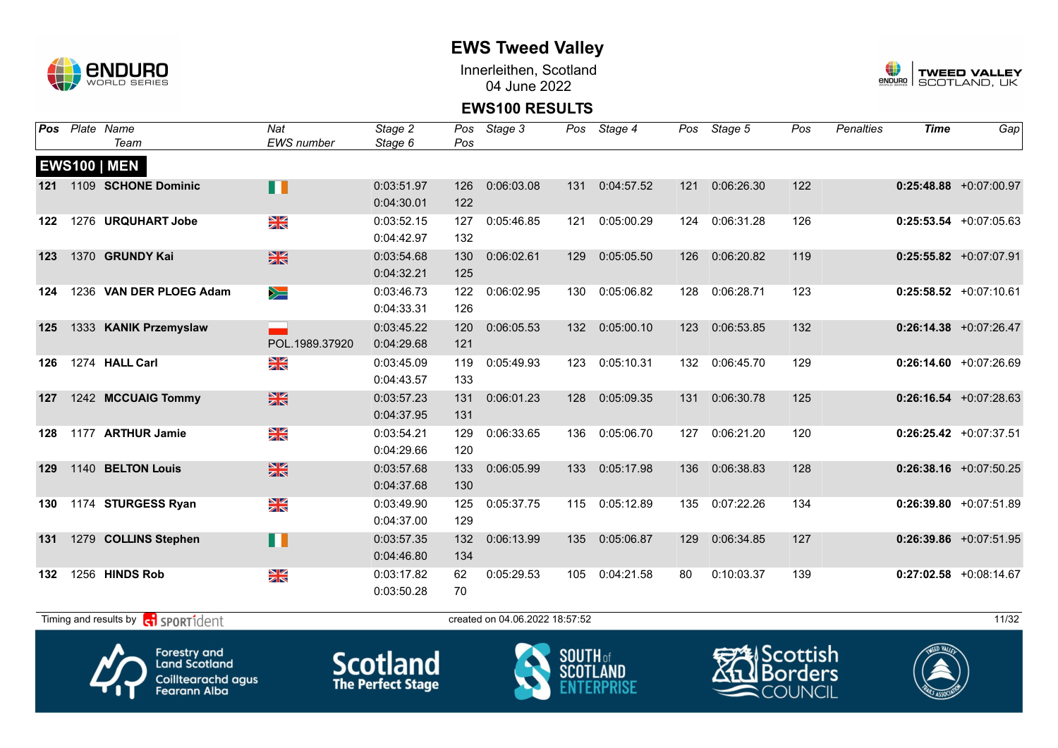# EWS Tweed Valley

Innerleithen, Scotland
04 June 2022

## EWS100 RESULTS

| Pos | Plate | Name / Team | Nat / EWS number | Stage 2 / Stage 6 | Pos | Stage 3 | Pos | Stage 4 | Pos | Stage 5 | Pos | Penalties | Time | Gap |
|---|---|---|---|---|---|---|---|---|---|---|---|---|---|---|
| **EWS100 \| MEN** | | | | | | | | | | | | | | |
| **121** | 1109 | **SCHONE Dominic** | IRL | 0:03:51.97<br>0:04:30.01 | 126<br>122 | 0:06:03.08 | 131 | 0:04:57.52 | 121 | 0:06:26.30 | 122 | | **0:25:48.88** | +0:07:00.97 |
| **122** | 1276 | **URQUHART Jobe** | GBR | 0:03:52.15<br>0:04:42.97 | 127<br>132 | 0:05:46.85 | 121 | 0:05:00.29 | 124 | 0:06:31.28 | 126 | | **0:25:53.54** | +0:07:05.63 |
| **123** | 1370 | **GRUNDY Kai** | GBR | 0:03:54.68<br>0:04:32.21 | 130<br>125 | 0:06:02.61 | 129 | 0:05:05.50 | 126 | 0:06:20.82 | 119 | | **0:25:55.82** | +0:07:07.91 |
| **124** | 1236 | **VAN DER PLOEG Adam** | RSA | 0:03:46.73<br>0:04:33.31 | 122<br>126 | 0:06:02.95 | 130 | 0:05:06.82 | 128 | 0:06:28.71 | 123 | | **0:25:58.52** | +0:07:10.61 |
| **125** | 1333 | **KANIK Przemyslaw** | POL<br>POL.1989.37920 | 0:03:45.22<br>0:04:29.68 | 120<br>121 | 0:06:05.53 | 132 | 0:05:00.10 | 123 | 0:06:53.85 | 132 | | **0:26:14.38** | +0:07:26.47 |
| **126** | 1274 | **HALL Carl** | GBR | 0:03:45.09<br>0:04:43.57 | 119<br>133 | 0:05:49.93 | 123 | 0:05:10.31 | 132 | 0:06:45.70 | 129 | | **0:26:14.60** | +0:07:26.69 |
| **127** | 1242 | **MCCUAIG Tommy** | GBR | 0:03:57.23<br>0:04:37.95 | 131<br>131 | 0:06:01.23 | 128 | 0:05:09.35 | 131 | 0:06:30.78 | 125 | | **0:26:16.54** | +0:07:28.63 |
| **128** | 1177 | **ARTHUR Jamie** | GBR | 0:03:54.21<br>0:04:29.66 | 129<br>120 | 0:06:33.65 | 136 | 0:05:06.70 | 127 | 0:06:21.20 | 120 | | **0:26:25.42** | +0:07:37.51 |
| **129** | 1140 | **BELTON Louis** | GBR | 0:03:57.68<br>0:04:37.68 | 133<br>130 | 0:06:05.99 | 133 | 0:05:17.98 | 136 | 0:06:38.83 | 128 | | **0:26:38.16** | +0:07:50.25 |
| **130** | 1174 | **STURGESS Ryan** | GBR | 0:03:49.90<br>0:04:37.00 | 125<br>129 | 0:05:37.75 | 115 | 0:05:12.89 | 135 | 0:07:22.26 | 134 | | **0:26:39.80** | +0:07:51.89 |
| **131** | 1279 | **COLLINS Stephen** | IRL | 0:03:57.35<br>0:04:46.80 | 132<br>134 | 0:06:13.99 | 135 | 0:05:06.87 | 129 | 0:06:34.85 | 127 | | **0:26:39.86** | +0:07:51.95 |
| **132** | 1256 | **HINDS Rob** | GBR | 0:03:17.82<br>0:03:50.28 | 62<br>70 | 0:05:29.53 | 105 | 0:04:21.58 | 80 | 0:10:03.37 | 139 | | **0:27:02.58** | +0:08:14.67 |

Timing and results by SPORTident — created on 04.06.2022 18:57:52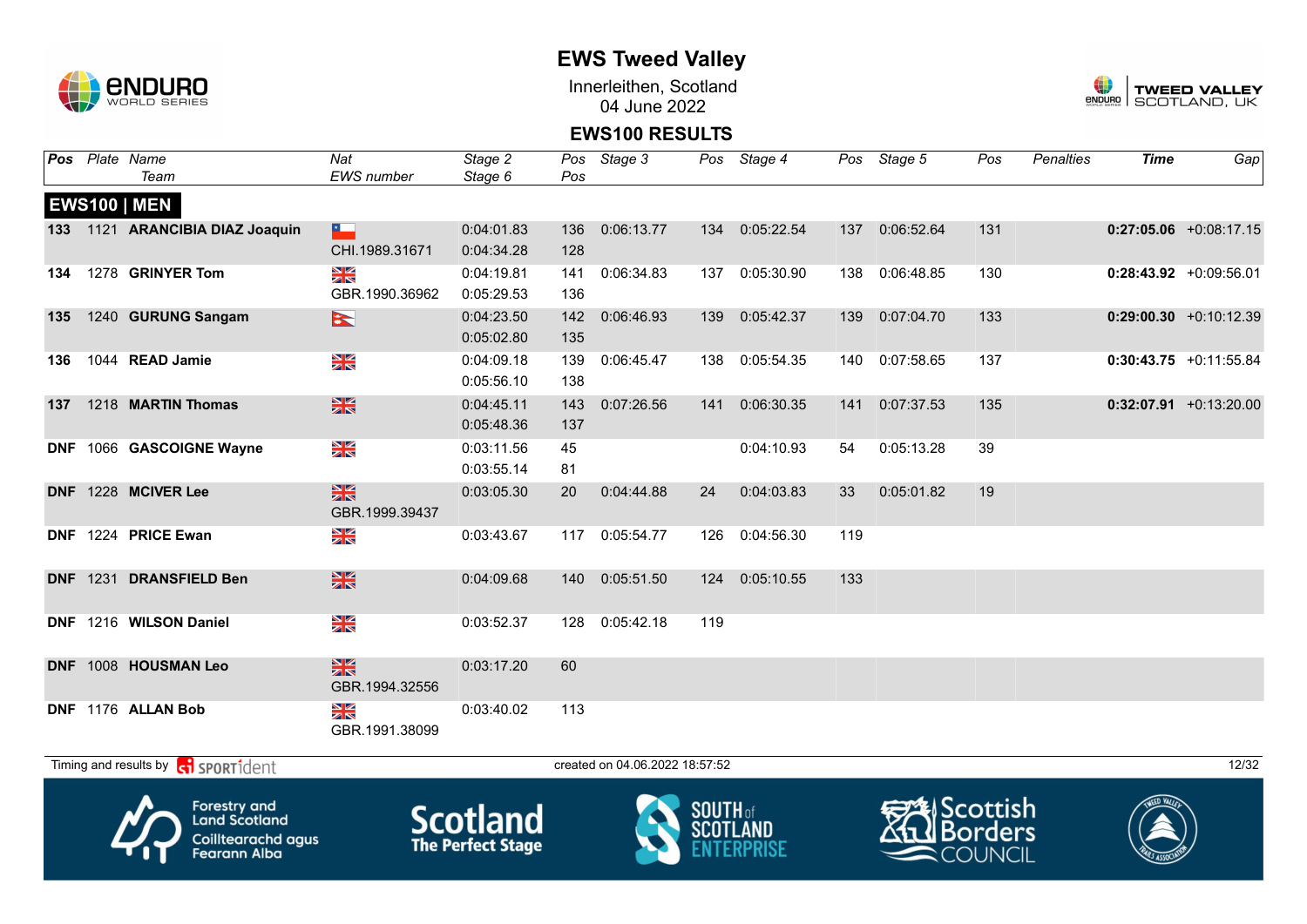# EWS Tweed Valley

Innerleithen, Scotland
04 June 2022

## EWS100 RESULTS

| Pos | Plate | Name / Team | Nat / EWS number | Stage 2 / Stage 6 | Pos / Pos | Stage 3 | Pos | Stage 4 | Pos | Stage 5 | Pos | Penalties | Time | Gap |
|---|---|---|---|---|---|---|---|---|---|---|---|---|---|---|
| **EWS100 \| MEN** | | | | | | | | | | | | | | |
| **133** | 1121 | **ARANCIBIA DIAZ Joaquin** | CHI.1989.31671 | 0:04:01.83 / 0:04:34.28 | 136 / 128 | 0:06:13.77 | 134 | 0:05:22.54 | 137 | 0:06:52.64 | 131 | | **0:27:05.06** | +0:08:17.15 |
| **134** | 1278 | **GRINYER Tom** | GBR.1990.36962 | 0:04:19.81 / 0:05:29.53 | 141 / 136 | 0:06:34.83 | 137 | 0:05:30.90 | 138 | 0:06:48.85 | 130 | | **0:28:43.92** | +0:09:56.01 |
| **135** | 1240 | **GURUNG Sangam** | | 0:04:23.50 / 0:05:02.80 | 142 / 135 | 0:06:46.93 | 139 | 0:05:42.37 | 139 | 0:07:04.70 | 133 | | **0:29:00.30** | +0:10:12.39 |
| **136** | 1044 | **READ Jamie** | | 0:04:09.18 / 0:05:56.10 | 139 / 138 | 0:06:45.47 | 138 | 0:05:54.35 | 140 | 0:07:58.65 | 137 | | **0:30:43.75** | +0:11:55.84 |
| **137** | 1218 | **MARTIN Thomas** | | 0:04:45.11 / 0:05:48.36 | 143 / 137 | 0:07:26.56 | 141 | 0:06:30.35 | 141 | 0:07:37.53 | 135 | | **0:32:07.91** | +0:13:20.00 |
| **DNF** | 1066 | **GASCOIGNE Wayne** | | 0:03:11.56 / 0:03:55.14 | 45 / 81 | | | 0:04:10.93 | 54 | 0:05:13.28 | 39 | | | |
| **DNF** | 1228 | **MCIVER Lee** | GBR.1999.39437 | 0:03:05.30 | 20 | 0:04:44.88 | 24 | 0:04:03.83 | 33 | 0:05:01.82 | 19 | | | |
| **DNF** | 1224 | **PRICE Ewan** | | 0:03:43.67 | 117 | 0:05:54.77 | 126 | 0:04:56.30 | 119 | | | | | |
| **DNF** | 1231 | **DRANSFIELD Ben** | | 0:04:09.68 | 140 | 0:05:51.50 | 124 | 0:05:10.55 | 133 | | | | | |
| **DNF** | 1216 | **WILSON Daniel** | | 0:03:52.37 | 128 | 0:05:42.18 | 119 | | | | | | | |
| **DNF** | 1008 | **HOUSMAN Leo** | GBR.1994.32556 | 0:03:17.20 | 60 | | | | | | | | | |
| **DNF** | 1176 | **ALLAN Bob** | GBR.1991.38099 | 0:03:40.02 | 113 | | | | | | | | | |

Timing and results by SPORTident

created on 04.06.2022 18:57:52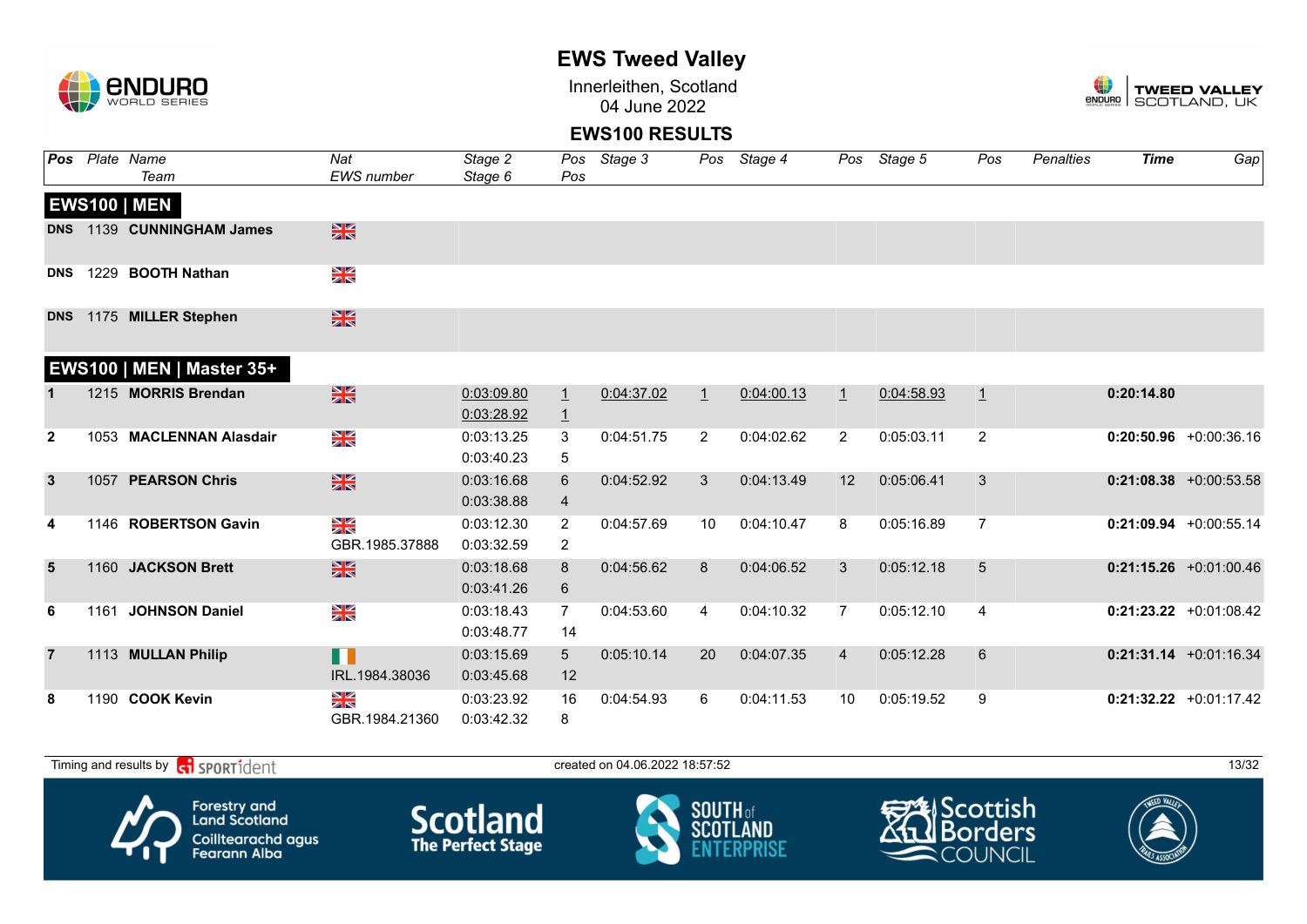# EWS Tweed Valley

Innerleithen, Scotland
04 June 2022

## EWS100 RESULTS

| Pos | Plate | Name / Team | Nat / EWS number | Stage 2 / Stage 6 | Pos / Pos | Stage 3 | Pos | Stage 4 | Pos | Stage 5 | Pos | Penalties | Time | Gap |
|---|---|---|---|---|---|---|---|---|---|---|---|---|---|---|
| **EWS100 \| MEN** | | | | | | | | | | | | | | |
| DNS | 1139 | **CUNNINGHAM James** | GBR | | | | | | | | | | | |
| DNS | 1229 | **BOOTH Nathan** | GBR | | | | | | | | | | | |
| DNS | 1175 | **MILLER Stephen** | GBR | | | | | | | | | | | |
| **EWS100 \| MEN \| Master 35+** | | | | | | | | | | | | | | |
| 1 | 1215 | **MORRIS Brendan** | GBR | 0:03:09.80 / 0:03:28.92 | 1 / 1 | 0:04:37.02 | 1 | 0:04:00.13 | 1 | 0:04:58.93 | 1 | | **0:20:14.80** | |
| 2 | 1053 | **MACLENNAN Alasdair** | GBR | 0:03:13.25 / 0:03:40.23 | 3 / 5 | 0:04:51.75 | 2 | 0:04:02.62 | 2 | 0:05:03.11 | 2 | | **0:20:50.96** | +0:00:36.16 |
| 3 | 1057 | **PEARSON Chris** | GBR | 0:03:16.68 / 0:03:38.88 | 6 / 4 | 0:04:52.92 | 3 | 0:04:13.49 | 12 | 0:05:06.41 | 3 | | **0:21:08.38** | +0:00:53.58 |
| 4 | 1146 | **ROBERTSON Gavin** | GBR / GBR.1985.37888 | 0:03:12.30 / 0:03:32.59 | 2 / 2 | 0:04:57.69 | 10 | 0:04:10.47 | 8 | 0:05:16.89 | 7 | | **0:21:09.94** | +0:00:55.14 |
| 5 | 1160 | **JACKSON Brett** | GBR | 0:03:18.68 / 0:03:41.26 | 8 / 6 | 0:04:56.62 | 8 | 0:04:06.52 | 3 | 0:05:12.18 | 5 | | **0:21:15.26** | +0:01:00.46 |
| 6 | 1161 | **JOHNSON Daniel** | GBR | 0:03:18.43 / 0:03:48.77 | 7 / 14 | 0:04:53.60 | 4 | 0:04:10.32 | 7 | 0:05:12.10 | 4 | | **0:21:23.22** | +0:01:08.42 |
| 7 | 1113 | **MULLAN Philip** | IRL / IRL.1984.38036 | 0:03:15.69 / 0:03:45.68 | 5 / 12 | 0:05:10.14 | 20 | 0:04:07.35 | 4 | 0:05:12.28 | 6 | | **0:21:31.14** | +0:01:16.34 |
| 8 | 1190 | **COOK Kevin** | GBR / GBR.1984.21360 | 0:03:23.92 / 0:03:42.32 | 16 / 8 | 0:04:54.93 | 6 | 0:04:11.53 | 10 | 0:05:19.52 | 9 | | **0:21:32.22** | +0:01:17.42 |

Timing and results by SPORTident — created on 04.06.2022 18:57:52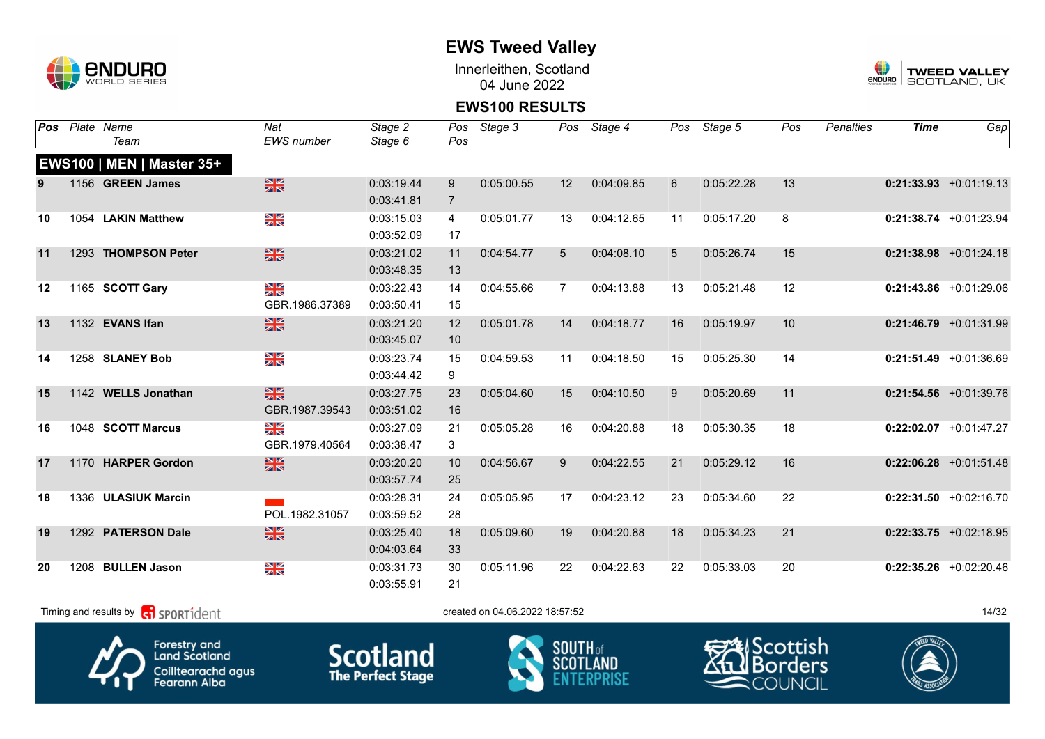# EWS Tweed Valley

Innerleithen, Scotland
04 June 2022

## EWS100 RESULTS

### EWS100 | MEN | Master 35+

| Pos | Plate | Name / Team | Nat / EWS number | Stage 2 / Stage 6 | Pos / Pos | Stage 3 | Pos | Stage 4 | Pos | Stage 5 | Pos | Penalties | Time | Gap |
|---|---|---|---|---|---|---|---|---|---|---|---|---|---|---|
| 9 | 1156 | **GREEN James** | GBR | 0:03:19.44<br>0:03:41.81 | 9<br>7 | 0:05:00.55 | 12 | 0:04:09.85 | 6 | 0:05:22.28 | 13 | | **0:21:33.93** | +0:01:19.13 |
| 10 | 1054 | **LAKIN Matthew** | GBR | 0:03:15.03<br>0:03:52.09 | 4<br>17 | 0:05:01.77 | 13 | 0:04:12.65 | 11 | 0:05:17.20 | 8 | | **0:21:38.74** | +0:01:23.94 |
| 11 | 1293 | **THOMPSON Peter** | GBR | 0:03:21.02<br>0:03:48.35 | 11<br>13 | 0:04:54.77 | 5 | 0:04:08.10 | 5 | 0:05:26.74 | 15 | | **0:21:38.98** | +0:01:24.18 |
| 12 | 1165 | **SCOTT Gary** | GBR<br>GBR.1986.37389 | 0:03:22.43<br>0:03:50.41 | 14<br>15 | 0:04:55.66 | 7 | 0:04:13.88 | 13 | 0:05:21.48 | 12 | | **0:21:43.86** | +0:01:29.06 |
| 13 | 1132 | **EVANS Ifan** | GBR | 0:03:21.20<br>0:03:45.07 | 12<br>10 | 0:05:01.78 | 14 | 0:04:18.77 | 16 | 0:05:19.97 | 10 | | **0:21:46.79** | +0:01:31.99 |
| 14 | 1258 | **SLANEY Bob** | GBR | 0:03:23.74<br>0:03:44.42 | 15<br>9 | 0:04:59.53 | 11 | 0:04:18.50 | 15 | 0:05:25.30 | 14 | | **0:21:51.49** | +0:01:36.69 |
| 15 | 1142 | **WELLS Jonathan** | GBR<br>GBR.1987.39543 | 0:03:27.75<br>0:03:51.02 | 23<br>16 | 0:05:04.60 | 15 | 0:04:10.50 | 9 | 0:05:20.69 | 11 | | **0:21:54.56** | +0:01:39.76 |
| 16 | 1048 | **SCOTT Marcus** | GBR<br>GBR.1979.40564 | 0:03:27.09<br>0:03:38.47 | 21<br>3 | 0:05:05.28 | 16 | 0:04:20.88 | 18 | 0:05:30.35 | 18 | | **0:22:02.07** | +0:01:47.27 |
| 17 | 1170 | **HARPER Gordon** | GBR | 0:03:20.20<br>0:03:57.74 | 10<br>25 | 0:04:56.67 | 9 | 0:04:22.55 | 21 | 0:05:29.12 | 16 | | **0:22:06.28** | +0:01:51.48 |
| 18 | 1336 | **ULASIUK Marcin** | POL<br>POL.1982.31057 | 0:03:28.31<br>0:03:59.52 | 24<br>28 | 0:05:05.95 | 17 | 0:04:23.12 | 23 | 0:05:34.60 | 22 | | **0:22:31.50** | +0:02:16.70 |
| 19 | 1292 | **PATERSON Dale** | GBR | 0:03:25.40<br>0:04:03.64 | 18<br>33 | 0:05:09.60 | 19 | 0:04:20.88 | 18 | 0:05:34.23 | 21 | | **0:22:33.75** | +0:02:18.95 |
| 20 | 1208 | **BULLEN Jason** | GBR | 0:03:31.73<br>0:03:55.91 | 30<br>21 | 0:05:11.96 | 22 | 0:04:22.63 | 22 | 0:05:33.03 | 20 | | **0:22:35.26** | +0:02:20.46 |

Timing and results by SPORTident — created on 04.06.2022 18:57:52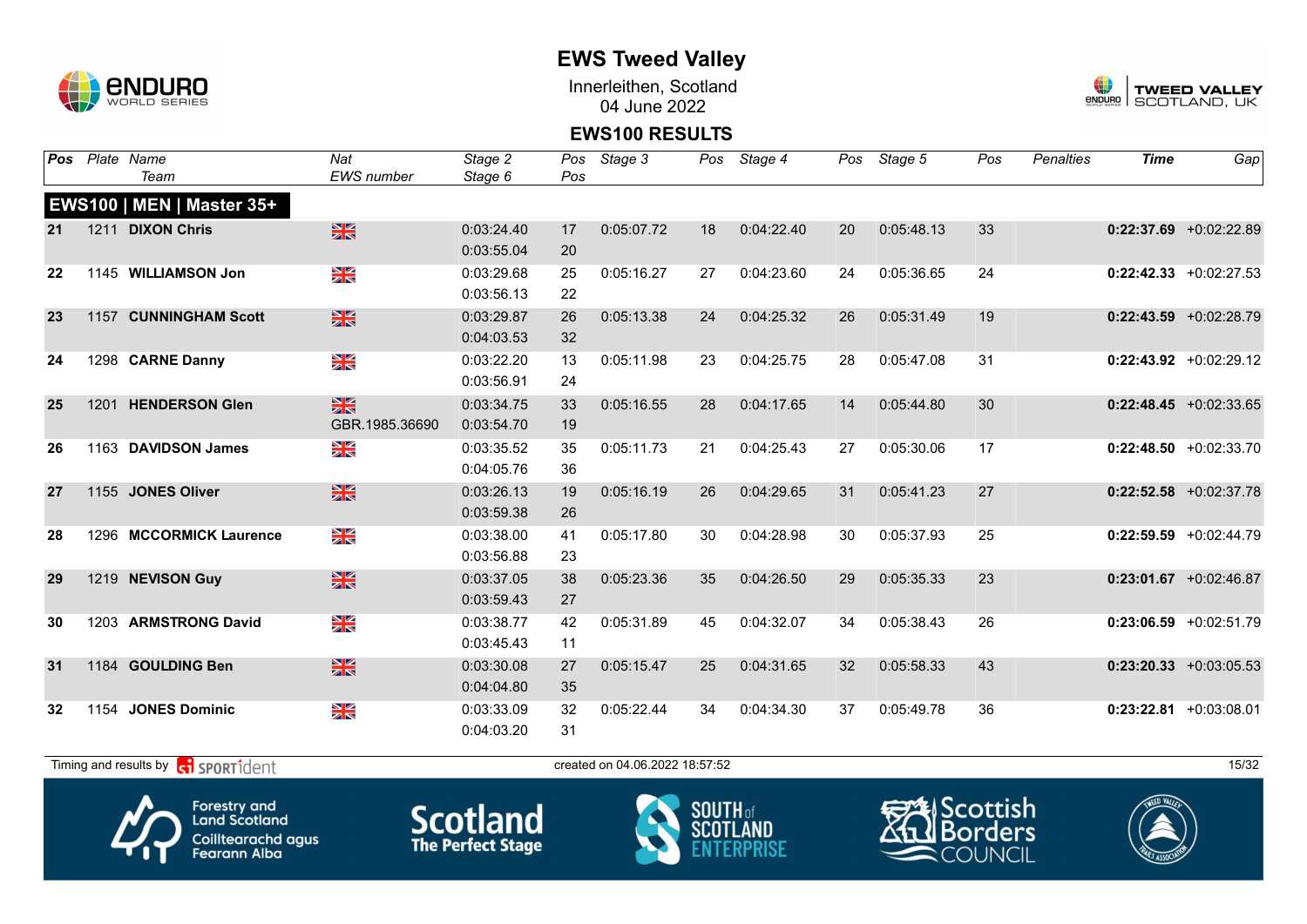# EWS Tweed Valley

Innerleithen, Scotland
04 June 2022

## EWS100 RESULTS

### EWS100 | MEN | Master 35+

| Pos | Plate | Name / Team | Nat / EWS number | Stage 2 / Stage 6 | Pos / Pos | Stage 3 | Pos | Stage 4 | Pos | Stage 5 | Pos | Penalties | Time | Gap |
|---|---|---|---|---|---|---|---|---|---|---|---|---|---|---|
| 21 | 1211 | **DIXON Chris** | GBR | 0:03:24.40 / 0:03:55.04 | 17 / 20 | 0:05:07.72 | 18 | 0:04:22.40 | 20 | 0:05:48.13 | 33 | | **0:22:37.69** | +0:02:22.89 |
| 22 | 1145 | **WILLIAMSON Jon** | GBR | 0:03:29.68 / 0:03:56.13 | 25 / 22 | 0:05:16.27 | 27 | 0:04:23.60 | 24 | 0:05:36.65 | 24 | | **0:22:42.33** | +0:02:27.53 |
| 23 | 1157 | **CUNNINGHAM Scott** | GBR | 0:03:29.87 / 0:04:03.53 | 26 / 32 | 0:05:13.38 | 24 | 0:04:25.32 | 26 | 0:05:31.49 | 19 | | **0:22:43.59** | +0:02:28.79 |
| 24 | 1298 | **CARNE Danny** | GBR | 0:03:22.20 / 0:03:56.91 | 13 / 24 | 0:05:11.98 | 23 | 0:04:25.75 | 28 | 0:05:47.08 | 31 | | **0:22:43.92** | +0:02:29.12 |
| 25 | 1201 | **HENDERSON Glen** | GBR / GBR.1985.36690 | 0:03:34.75 / 0:03:54.70 | 33 / 19 | 0:05:16.55 | 28 | 0:04:17.65 | 14 | 0:05:44.80 | 30 | | **0:22:48.45** | +0:02:33.65 |
| 26 | 1163 | **DAVIDSON James** | GBR | 0:03:35.52 / 0:04:05.76 | 35 / 36 | 0:05:11.73 | 21 | 0:04:25.43 | 27 | 0:05:30.06 | 17 | | **0:22:48.50** | +0:02:33.70 |
| 27 | 1155 | **JONES Oliver** | GBR | 0:03:26.13 / 0:03:59.38 | 19 / 26 | 0:05:16.19 | 26 | 0:04:29.65 | 31 | 0:05:41.23 | 27 | | **0:22:52.58** | +0:02:37.78 |
| 28 | 1296 | **MCCORMICK Laurence** | GBR | 0:03:38.00 / 0:03:56.88 | 41 / 23 | 0:05:17.80 | 30 | 0:04:28.98 | 30 | 0:05:37.93 | 25 | | **0:22:59.59** | +0:02:44.79 |
| 29 | 1219 | **NEVISON Guy** | GBR | 0:03:37.05 / 0:03:59.43 | 38 / 27 | 0:05:23.36 | 35 | 0:04:26.50 | 29 | 0:05:35.33 | 23 | | **0:23:01.67** | +0:02:46.87 |
| 30 | 1203 | **ARMSTRONG David** | GBR | 0:03:38.77 / 0:03:45.43 | 42 / 11 | 0:05:31.89 | 45 | 0:04:32.07 | 34 | 0:05:38.43 | 26 | | **0:23:06.59** | +0:02:51.79 |
| 31 | 1184 | **GOULDING Ben** | GBR | 0:03:30.08 / 0:04:04.80 | 27 / 35 | 0:05:15.47 | 25 | 0:04:31.65 | 32 | 0:05:58.33 | 43 | | **0:23:20.33** | +0:03:05.53 |
| 32 | 1154 | **JONES Dominic** | GBR | 0:03:33.09 / 0:04:03.20 | 32 / 31 | 0:05:22.44 | 34 | 0:04:34.30 | 37 | 0:05:49.78 | 36 | | **0:23:22.81** | +0:03:08.01 |

Timing and results by SPORTident — created on 04.06.2022 18:57:52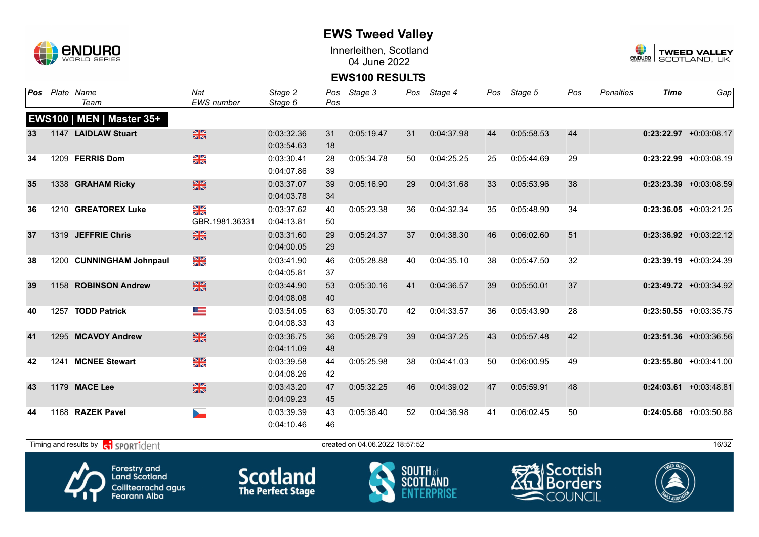# EWS Tweed Valley

Innerleithen, Scotland
04 June 2022

## EWS100 RESULTS

### EWS100 | MEN | Master 35+

| Pos | Plate | Name / Team | Nat / EWS number | Stage 2 / Stage 6 | Pos | Stage 3 | Pos | Stage 4 | Pos | Stage 5 | Pos | Penalties | Time | Gap |
|---|---|---|---|---|---|---|---|---|---|---|---|---|---|---|
| 33 | 1147 | **LAIDLAW Stuart** | GBR | 0:03:32.36 / 0:03:54.63 | 31 / 18 | 0:05:19.47 | 31 | 0:04:37.98 | 44 | 0:05:58.53 | 44 | | **0:23:22.97** | +0:03:08.17 |
| 34 | 1209 | **FERRIS Dom** | GBR | 0:03:30.41 / 0:04:07.86 | 28 / 39 | 0:05:34.78 | 50 | 0:04:25.25 | 25 | 0:05:44.69 | 29 | | **0:23:22.99** | +0:03:08.19 |
| 35 | 1338 | **GRAHAM Ricky** | GBR | 0:03:37.07 / 0:04:03.78 | 39 / 34 | 0:05:16.90 | 29 | 0:04:31.68 | 33 | 0:05:53.96 | 38 | | **0:23:23.39** | +0:03:08.59 |
| 36 | 1210 | **GREATOREX Luke** | GBR / GBR.1981.36331 | 0:03:37.62 / 0:04:13.81 | 40 / 50 | 0:05:23.38 | 36 | 0:04:32.34 | 35 | 0:05:48.90 | 34 | | **0:23:36.05** | +0:03:21.25 |
| 37 | 1319 | **JEFFRIE Chris** | GBR | 0:03:31.60 / 0:04:00.05 | 29 / 29 | 0:05:24.37 | 37 | 0:04:38.30 | 46 | 0:06:02.60 | 51 | | **0:23:36.92** | +0:03:22.12 |
| 38 | 1200 | **CUNNINGHAM Johnpaul** | GBR | 0:03:41.90 / 0:04:05.81 | 46 / 37 | 0:05:28.88 | 40 | 0:04:35.10 | 38 | 0:05:47.50 | 32 | | **0:23:39.19** | +0:03:24.39 |
| 39 | 1158 | **ROBINSON Andrew** | GBR | 0:03:44.90 / 0:04:08.08 | 53 / 40 | 0:05:30.16 | 41 | 0:04:36.57 | 39 | 0:05:50.01 | 37 | | **0:23:49.72** | +0:03:34.92 |
| 40 | 1257 | **TODD Patrick** | USA | 0:03:54.05 / 0:04:08.33 | 63 / 43 | 0:05:30.70 | 42 | 0:04:33.57 | 36 | 0:05:43.90 | 28 | | **0:23:50.55** | +0:03:35.75 |
| 41 | 1295 | **MCAVOY Andrew** | GBR | 0:03:36.75 / 0:04:11.09 | 36 / 48 | 0:05:28.79 | 39 | 0:04:37.25 | 43 | 0:05:57.48 | 42 | | **0:23:51.36** | +0:03:36.56 |
| 42 | 1241 | **MCNEE Stewart** | GBR | 0:03:39.58 / 0:04:08.26 | 44 / 42 | 0:05:25.98 | 38 | 0:04:41.03 | 50 | 0:06:00.95 | 49 | | **0:23:55.80** | +0:03:41.00 |
| 43 | 1179 | **MACE Lee** | GBR | 0:03:43.20 / 0:04:09.23 | 47 / 45 | 0:05:32.25 | 46 | 0:04:39.02 | 47 | 0:05:59.91 | 48 | | **0:24:03.61** | +0:03:48.81 |
| 44 | 1168 | **RAZEK Pavel** | CZE | 0:03:39.39 / 0:04:10.46 | 43 / 46 | 0:05:36.40 | 52 | 0:04:36.98 | 41 | 0:06:02.45 | 50 | | **0:24:05.68** | +0:03:50.88 |

Timing and results by SPORTident — created on 04.06.2022 18:57:52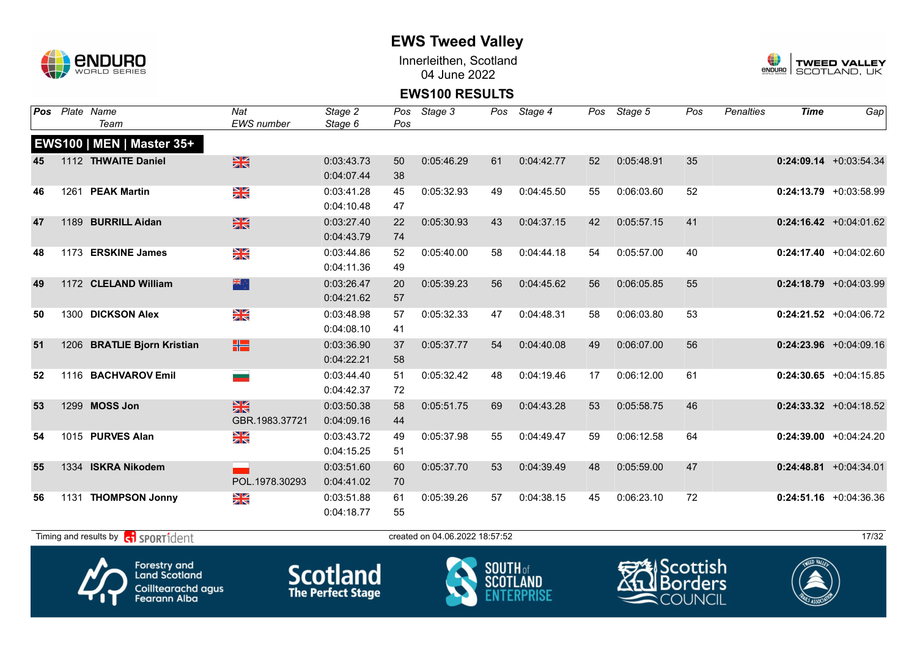# EWS Tweed Valley

Innerleithen, Scotland
04 June 2022

## EWS100 RESULTS

### EWS100 | MEN | Master 35+

| Pos | Plate | Name / Team | Nat / EWS number | Stage 2 / Stage 6 | Pos / Pos | Stage 3 | Pos | Stage 4 | Pos | Stage 5 | Pos | Penalties | Time | Gap |
|---|---|---|---|---|---|---|---|---|---|---|---|---|---|---|
| 45 | 1112 | **THWAITE Daniel** | GBR | 0:03:43.73<br>0:04:07.44 | 50<br>38 | 0:05:46.29 | 61 | 0:04:42.77 | 52 | 0:05:48.91 | 35 | | **0:24:09.14** | +0:03:54.34 |
| 46 | 1261 | **PEAK Martin** | GBR | 0:03:41.28<br>0:04:10.48 | 45<br>47 | 0:05:32.93 | 49 | 0:04:45.50 | 55 | 0:06:03.60 | 52 | | **0:24:13.79** | +0:03:58.99 |
| 47 | 1189 | **BURRILL Aidan** | GBR | 0:03:27.40<br>0:04:43.79 | 22<br>74 | 0:05:30.93 | 43 | 0:04:37.15 | 42 | 0:05:57.15 | 41 | | **0:24:16.42** | +0:04:01.62 |
| 48 | 1173 | **ERSKINE James** | GBR | 0:03:44.86<br>0:04:11.36 | 52<br>49 | 0:05:40.00 | 58 | 0:04:44.18 | 54 | 0:05:57.00 | 40 | | **0:24:17.40** | +0:04:02.60 |
| 49 | 1172 | **CLELAND William** | AUS | 0:03:26.47<br>0:04:21.62 | 20<br>57 | 0:05:39.23 | 56 | 0:04:45.62 | 56 | 0:06:05.85 | 55 | | **0:24:18.79** | +0:04:03.99 |
| 50 | 1300 | **DICKSON Alex** | GBR | 0:03:48.98<br>0:04:08.10 | 57<br>41 | 0:05:32.33 | 47 | 0:04:48.31 | 58 | 0:06:03.80 | 53 | | **0:24:21.52** | +0:04:06.72 |
| 51 | 1206 | **BRATLIE Bjorn Kristian** | NOR | 0:03:36.90<br>0:04:22.21 | 37<br>58 | 0:05:37.77 | 54 | 0:04:40.08 | 49 | 0:06:07.00 | 56 | | **0:24:23.96** | +0:04:09.16 |
| 52 | 1116 | **BACHVAROV Emil** | BUL | 0:03:44.40<br>0:04:42.37 | 51<br>72 | 0:05:32.42 | 48 | 0:04:19.46 | 17 | 0:06:12.00 | 61 | | **0:24:30.65** | +0:04:15.85 |
| 53 | 1299 | **MOSS Jon** | GBR<br>GBR.1983.37721 | 0:03:50.38<br>0:04:09.16 | 58<br>44 | 0:05:51.75 | 69 | 0:04:43.28 | 53 | 0:05:58.75 | 46 | | **0:24:33.32** | +0:04:18.52 |
| 54 | 1015 | **PURVES Alan** | GBR | 0:03:43.72<br>0:04:15.25 | 49<br>51 | 0:05:37.98 | 55 | 0:04:49.47 | 59 | 0:06:12.58 | 64 | | **0:24:39.00** | +0:04:24.20 |
| 55 | 1334 | **ISKRA Nikodem** | POL<br>POL.1978.30293 | 0:03:51.60<br>0:04:41.02 | 60<br>70 | 0:05:37.70 | 53 | 0:04:39.49 | 48 | 0:05:59.00 | 47 | | **0:24:48.81** | +0:04:34.01 |
| 56 | 1131 | **THOMPSON Jonny** | GBR | 0:03:51.88<br>0:04:18.77 | 61<br>55 | 0:05:39.26 | 57 | 0:04:38.15 | 45 | 0:06:23.10 | 72 | | **0:24:51.16** | +0:04:36.36 |

Timing and results by SPORTident — created on 04.06.2022 18:57:52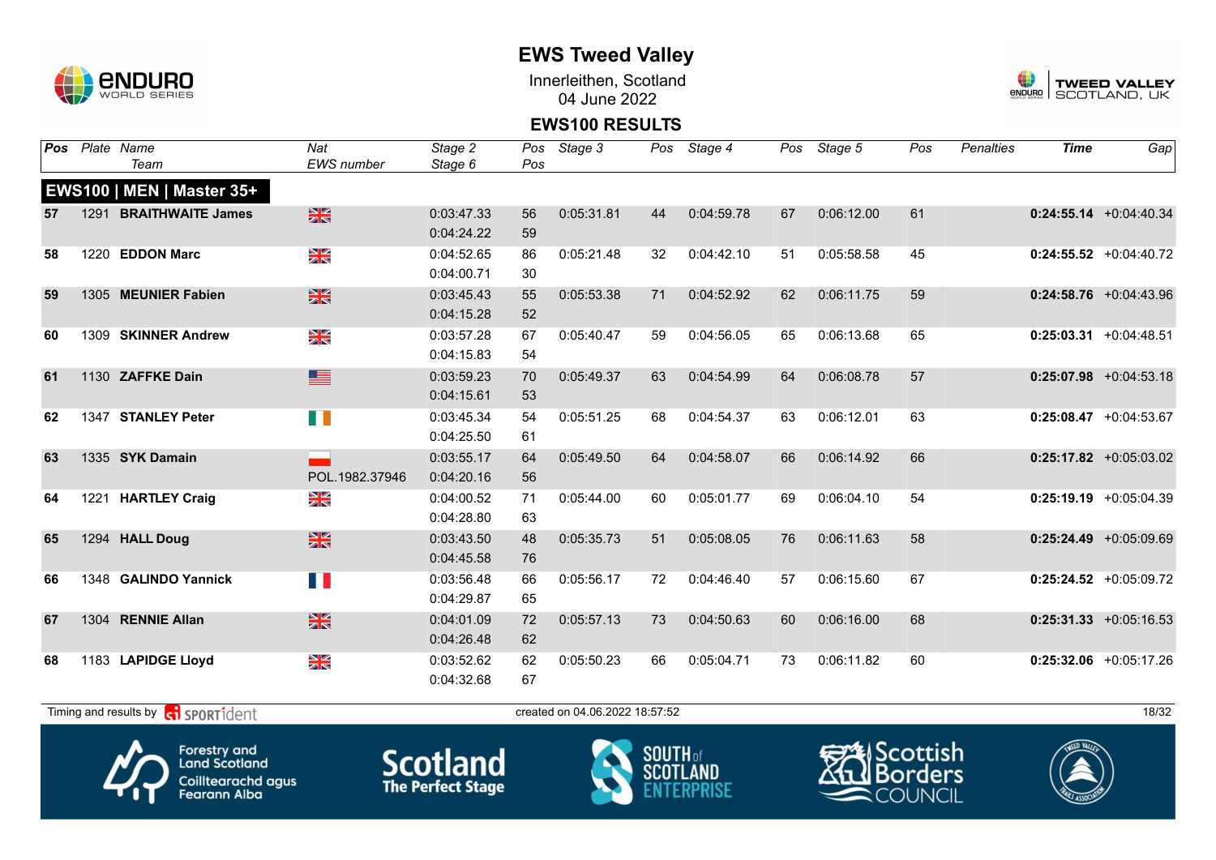# EWS Tweed Valley

Innerleithen, Scotland
04 June 2022

## EWS100 RESULTS

| Pos | Plate | Name / Team | Nat / EWS number | Stage 2 / Stage 6 | Pos / Pos | Stage 3 | Pos | Stage 4 | Pos | Stage 5 | Pos | Penalties | Time | Gap |
|---|---|---|---|---|---|---|---|---|---|---|---|---|---|---|
| **EWS100 \| MEN \| Master 35+** | | | | | | | | | | | | | | |
| 57 | 1291 | **BRAITHWAITE James** | GBR | 0:03:47.33 / 0:04:24.22 | 56 / 59 | 0:05:31.81 | 44 | 0:04:59.78 | 67 | 0:06:12.00 | 61 | | **0:24:55.14** | +0:04:40.34 |
| 58 | 1220 | **EDDON Marc** | GBR | 0:04:52.65 / 0:04:00.71 | 86 / 30 | 0:05:21.48 | 32 | 0:04:42.10 | 51 | 0:05:58.58 | 45 | | **0:24:55.52** | +0:04:40.72 |
| 59 | 1305 | **MEUNIER Fabien** | GBR | 0:03:45.43 / 0:04:15.28 | 55 / 52 | 0:05:53.38 | 71 | 0:04:52.92 | 62 | 0:06:11.75 | 59 | | **0:24:58.76** | +0:04:43.96 |
| 60 | 1309 | **SKINNER Andrew** | GBR | 0:03:57.28 / 0:04:15.83 | 67 / 54 | 0:05:40.47 | 59 | 0:04:56.05 | 65 | 0:06:13.68 | 65 | | **0:25:03.31** | +0:04:48.51 |
| 61 | 1130 | **ZAFFKE Dain** | USA | 0:03:59.23 / 0:04:15.61 | 70 / 53 | 0:05:49.37 | 63 | 0:04:54.99 | 64 | 0:06:08.78 | 57 | | **0:25:07.98** | +0:04:53.18 |
| 62 | 1347 | **STANLEY Peter** | IRL | 0:03:45.34 / 0:04:25.50 | 54 / 61 | 0:05:51.25 | 68 | 0:04:54.37 | 63 | 0:06:12.01 | 63 | | **0:25:08.47** | +0:04:53.67 |
| 63 | 1335 | **SYK Damain** | POL / POL.1982.37946 | 0:03:55.17 / 0:04:20.16 | 64 / 56 | 0:05:49.50 | 64 | 0:04:58.07 | 66 | 0:06:14.92 | 66 | | **0:25:17.82** | +0:05:03.02 |
| 64 | 1221 | **HARTLEY Craig** | GBR | 0:04:00.52 / 0:04:28.80 | 71 / 63 | 0:05:44.00 | 60 | 0:05:01.77 | 69 | 0:06:04.10 | 54 | | **0:25:19.19** | +0:05:04.39 |
| 65 | 1294 | **HALL Doug** | GBR | 0:03:43.50 / 0:04:45.58 | 48 / 76 | 0:05:35.73 | 51 | 0:05:08.05 | 76 | 0:06:11.63 | 58 | | **0:25:24.49** | +0:05:09.69 |
| 66 | 1348 | **GALINDO Yannick** | FRA | 0:03:56.48 / 0:04:29.87 | 66 / 65 | 0:05:56.17 | 72 | 0:04:46.40 | 57 | 0:06:15.60 | 67 | | **0:25:24.52** | +0:05:09.72 |
| 67 | 1304 | **RENNIE Allan** | GBR | 0:04:01.09 / 0:04:26.48 | 72 / 62 | 0:05:57.13 | 73 | 0:04:50.63 | 60 | 0:06:16.00 | 68 | | **0:25:31.33** | +0:05:16.53 |
| 68 | 1183 | **LAPIDGE Lloyd** | GBR | 0:03:52.62 / 0:04:32.68 | 62 / 67 | 0:05:50.23 | 66 | 0:05:04.71 | 73 | 0:06:11.82 | 60 | | **0:25:32.06** | +0:05:17.26 |

Timing and results by SPORTident — created on 04.06.2022 18:57:52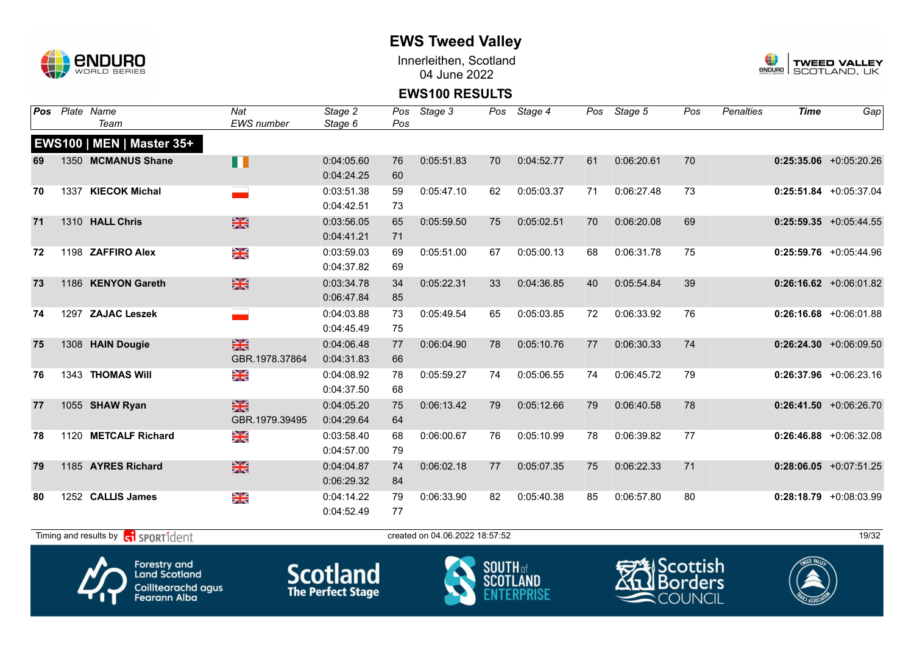# EWS Tweed Valley

Innerleithen, Scotland
04 June 2022

## EWS100 RESULTS

### EWS100 | MEN | Master 35+

| Pos | Plate | Name / Team | Nat / EWS number | Stage 2 / Stage 6 | Pos | Stage 3 | Pos | Stage 4 | Pos | Stage 5 | Pos | Penalties | Time | Gap |
|---|---|---|---|---|---|---|---|---|---|---|---|---|---|---|
| 69 | 1350 | **MCMANUS Shane** | IRL | 0:04:05.60 / 0:04:24.25 | 76 / 60 | 0:05:51.83 | 70 | 0:04:52.77 | 61 | 0:06:20.61 | 70 | | **0:25:35.06** | +0:05:20.26 |
| 70 | 1337 | **KIECOK Michal** | POL | 0:03:51.38 / 0:04:42.51 | 59 / 73 | 0:05:47.10 | 62 | 0:05:03.37 | 71 | 0:06:27.48 | 73 | | **0:25:51.84** | +0:05:37.04 |
| 71 | 1310 | **HALL Chris** | GBR | 0:03:56.05 / 0:04:41.21 | 65 / 71 | 0:05:59.50 | 75 | 0:05:02.51 | 70 | 0:06:20.08 | 69 | | **0:25:59.35** | +0:05:44.55 |
| 72 | 1198 | **ZAFFIRO Alex** | GBR | 0:03:59.03 / 0:04:37.82 | 69 / 69 | 0:05:51.00 | 67 | 0:05:00.13 | 68 | 0:06:31.78 | 75 | | **0:25:59.76** | +0:05:44.96 |
| 73 | 1186 | **KENYON Gareth** | GBR | 0:03:34.78 / 0:06:47.84 | 34 / 85 | 0:05:22.31 | 33 | 0:04:36.85 | 40 | 0:05:54.84 | 39 | | **0:26:16.62** | +0:06:01.82 |
| 74 | 1297 | **ZAJAC Leszek** | POL | 0:04:03.88 / 0:04:45.49 | 73 / 75 | 0:05:49.54 | 65 | 0:05:03.85 | 72 | 0:06:33.92 | 76 | | **0:26:16.68** | +0:06:01.88 |
| 75 | 1308 | **HAIN Dougie** | GBR / GBR.1978.37864 | 0:04:06.48 / 0:04:31.83 | 77 / 66 | 0:06:04.90 | 78 | 0:05:10.76 | 77 | 0:06:30.33 | 74 | | **0:26:24.30** | +0:06:09.50 |
| 76 | 1343 | **THOMAS Will** | GBR | 0:04:08.92 / 0:04:37.50 | 78 / 68 | 0:05:59.27 | 74 | 0:05:06.55 | 74 | 0:06:45.72 | 79 | | **0:26:37.96** | +0:06:23.16 |
| 77 | 1055 | **SHAW Ryan** | GBR / GBR.1979.39495 | 0:04:05.20 / 0:04:29.64 | 75 / 64 | 0:06:13.42 | 79 | 0:05:12.66 | 79 | 0:06:40.58 | 78 | | **0:26:41.50** | +0:06:26.70 |
| 78 | 1120 | **METCALF Richard** | GBR | 0:03:58.40 / 0:04:57.00 | 68 / 79 | 0:06:00.67 | 76 | 0:05:10.99 | 78 | 0:06:39.82 | 77 | | **0:26:46.88** | +0:06:32.08 |
| 79 | 1185 | **AYRES Richard** | GBR | 0:04:04.87 / 0:06:29.32 | 74 / 84 | 0:06:02.18 | 77 | 0:05:07.35 | 75 | 0:06:22.33 | 71 | | **0:28:06.05** | +0:07:51.25 |
| 80 | 1252 | **CALLIS James** | GBR | 0:04:14.22 / 0:04:52.49 | 79 / 77 | 0:06:33.90 | 82 | 0:05:40.38 | 85 | 0:06:57.80 | 80 | | **0:28:18.79** | +0:08:03.99 |

Timing and results by SPORTident — created on 04.06.2022 18:57:52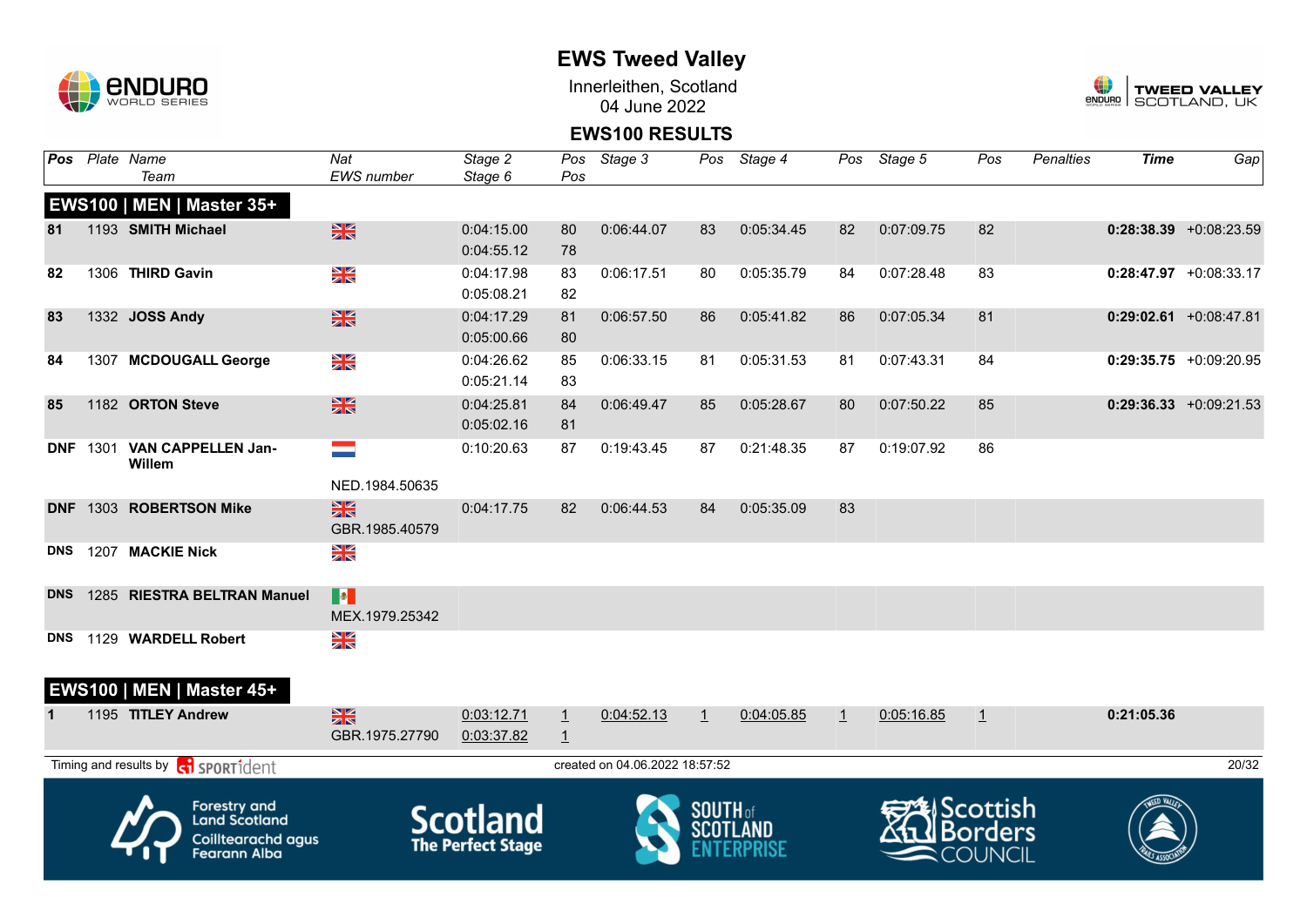# EWS Tweed Valley

Innerleithen, Scotland
04 June 2022

## EWS100 RESULTS

| Pos | Plate | Name / Team | Nat / EWS number | Stage 2 / Stage 6 | Pos / Pos | Stage 3 | Pos | Stage 4 | Pos | Stage 5 | Pos | Penalties | Time | Gap |
|---|---|---|---|---|---|---|---|---|---|---|---|---|---|---|
| **EWS100 \| MEN \| Master 35+** | | | | | | | | | | | | | | |
| 81 | 1193 | **SMITH Michael** | GBR | 0:04:15.00 / 0:04:55.12 | 80 / 78 | 0:06:44.07 | 83 | 0:05:34.45 | 82 | 0:07:09.75 | 82 | | **0:28:38.39** | +0:08:23.59 |
| 82 | 1306 | **THIRD Gavin** | GBR | 0:04:17.98 / 0:05:08.21 | 83 / 82 | 0:06:17.51 | 80 | 0:05:35.79 | 84 | 0:07:28.48 | 83 | | **0:28:47.97** | +0:08:33.17 |
| 83 | 1332 | **JOSS Andy** | GBR | 0:04:17.29 / 0:05:00.66 | 81 / 80 | 0:06:57.50 | 86 | 0:05:41.82 | 86 | 0:07:05.34 | 81 | | **0:29:02.61** | +0:08:47.81 |
| 84 | 1307 | **MCDOUGALL George** | GBR | 0:04:26.62 / 0:05:21.14 | 85 / 83 | 0:06:33.15 | 81 | 0:05:31.53 | 81 | 0:07:43.31 | 84 | | **0:29:35.75** | +0:09:20.95 |
| 85 | 1182 | **ORTON Steve** | GBR | 0:04:25.81 / 0:05:02.16 | 84 / 81 | 0:06:49.47 | 85 | 0:05:28.67 | 80 | 0:07:50.22 | 85 | | **0:29:36.33** | +0:09:21.53 |
| DNF | 1301 | **VAN CAPPELLEN Jan-Willem** | NED / NED.1984.50635 | 0:10:20.63 | 87 | 0:19:43.45 | 87 | 0:21:48.35 | 87 | 0:19:07.92 | 86 | | | |
| DNF | 1303 | **ROBERTSON Mike** | GBR / GBR.1985.40579 | 0:04:17.75 | 82 | 0:06:44.53 | 84 | 0:05:35.09 | 83 | | | | | |
| DNS | 1207 | **MACKIE Nick** | GBR | | | | | | | | | | | |
| DNS | 1285 | **RIESTRA BELTRAN Manuel** | MEX / MEX.1979.25342 | | | | | | | | | | | |
| DNS | 1129 | **WARDELL Robert** | GBR | | | | | | | | | | | |
| **EWS100 \| MEN \| Master 45+** | | | | | | | | | | | | | | |
| 1 | 1195 | **TITLEY Andrew** | GBR / GBR.1975.27790 | 0:03:12.71 / 0:03:37.82 | 1 / 1 | 0:04:52.13 | 1 | 0:04:05.85 | 1 | 0:05:16.85 | 1 | | **0:21:05.36** | |

Timing and results by SPORTident — created on 04.06.2022 18:57:52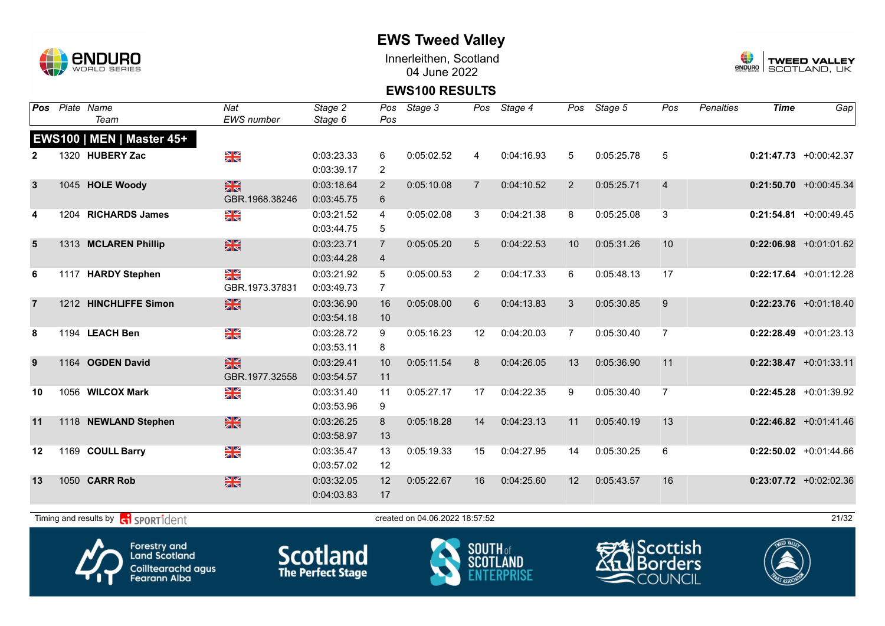# EWS Tweed Valley

Innerleithen, Scotland
04 June 2022

## EWS100 RESULTS

### EWS100 | MEN | Master 45+

| Pos | Plate | Name / Team | Nat / EWS number | Stage 2 / Stage 6 | Pos / Pos | Stage 3 | Pos | Stage 4 | Pos | Stage 5 | Pos | Penalties | Time | Gap |
|---|---|---|---|---|---|---|---|---|---|---|---|---|---|---|
| 2 | 1320 | **HUBERY Zac** | GBR | 0:03:23.33 / 0:03:39.17 | 6 / 2 | 0:05:02.52 | 4 | 0:04:16.93 | 5 | 0:05:25.78 | 5 | | **0:21:47.73** | +0:00:42.37 |
| 3 | 1045 | **HOLE Woody** | GBR / GBR.1968.38246 | 0:03:18.64 / 0:03:45.75 | 2 / 6 | 0:05:10.08 | 7 | 0:04:10.52 | 2 | 0:05:25.71 | 4 | | **0:21:50.70** | +0:00:45.34 |
| 4 | 1204 | **RICHARDS James** | GBR | 0:03:21.52 / 0:03:44.75 | 4 / 5 | 0:05:02.08 | 3 | 0:04:21.38 | 8 | 0:05:25.08 | 3 | | **0:21:54.81** | +0:00:49.45 |
| 5 | 1313 | **MCLAREN Phillip** | GBR | 0:03:23.71 / 0:03:44.28 | 7 / 4 | 0:05:05.20 | 5 | 0:04:22.53 | 10 | 0:05:31.26 | 10 | | **0:22:06.98** | +0:01:01.62 |
| 6 | 1117 | **HARDY Stephen** | GBR / GBR.1973.37831 | 0:03:21.92 / 0:03:49.73 | 5 / 7 | 0:05:00.53 | 2 | 0:04:17.33 | 6 | 0:05:48.13 | 17 | | **0:22:17.64** | +0:01:12.28 |
| 7 | 1212 | **HINCHLIFFE Simon** | GBR | 0:03:36.90 / 0:03:54.18 | 16 / 10 | 0:05:08.00 | 6 | 0:04:13.83 | 3 | 0:05:30.85 | 9 | | **0:22:23.76** | +0:01:18.40 |
| 8 | 1194 | **LEACH Ben** | GBR | 0:03:28.72 / 0:03:53.11 | 9 / 8 | 0:05:16.23 | 12 | 0:04:20.03 | 7 | 0:05:30.40 | 7 | | **0:22:28.49** | +0:01:23.13 |
| 9 | 1164 | **OGDEN David** | GBR / GBR.1977.32558 | 0:03:29.41 / 0:03:54.57 | 10 / 11 | 0:05:11.54 | 8 | 0:04:26.05 | 13 | 0:05:36.90 | 11 | | **0:22:38.47** | +0:01:33.11 |
| 10 | 1056 | **WILCOX Mark** | GBR | 0:03:31.40 / 0:03:53.96 | 11 / 9 | 0:05:27.17 | 17 | 0:04:22.35 | 9 | 0:05:30.40 | 7 | | **0:22:45.28** | +0:01:39.92 |
| 11 | 1118 | **NEWLAND Stephen** | GBR | 0:03:26.25 / 0:03:58.97 | 8 / 13 | 0:05:18.28 | 14 | 0:04:23.13 | 11 | 0:05:40.19 | 13 | | **0:22:46.82** | +0:01:41.46 |
| 12 | 1169 | **COULL Barry** | GBR | 0:03:35.47 / 0:03:57.02 | 13 / 12 | 0:05:19.33 | 15 | 0:04:27.95 | 14 | 0:05:30.25 | 6 | | **0:22:50.02** | +0:01:44.66 |
| 13 | 1050 | **CARR Rob** | GBR | 0:03:32.05 / 0:04:03.83 | 12 / 17 | 0:05:22.67 | 16 | 0:04:25.60 | 12 | 0:05:43.57 | 16 | | **0:23:07.72** | +0:02:02.36 |

Timing and results by SPORTident

created on 04.06.2022 18:57:52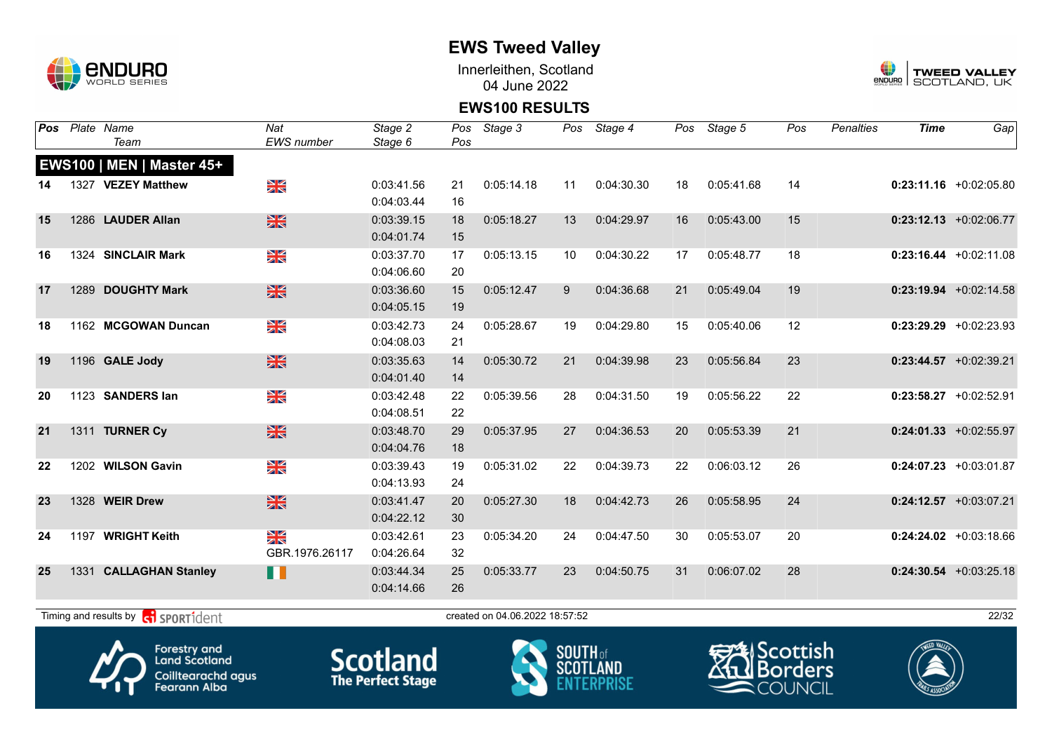# EWS Tweed Valley

Innerleithen, Scotland
04 June 2022

## EWS100 RESULTS

### EWS100 | MEN | Master 45+

| Pos | Plate | Name / Team | Nat / EWS number | Stage 2 / Stage 6 | Pos | Stage 3 | Pos | Stage 4 | Pos | Stage 5 | Pos | Penalties | Time | Gap |
|---|---|---|---|---|---|---|---|---|---|---|---|---|---|---|
| 14 | 1327 | **VEZEY Matthew** | GBR | 0:03:41.56 | 21 | 0:05:14.18 | 11 | 0:04:30.30 | 18 | 0:05:41.68 | 14 | | **0:23:11.16** | +0:02:05.80 |
| | | | | 0:04:03.44 | 16 | | | | | | | | | |
| 15 | 1286 | **LAUDER Allan** | GBR | 0:03:39.15 | 18 | 0:05:18.27 | 13 | 0:04:29.97 | 16 | 0:05:43.00 | 15 | | **0:23:12.13** | +0:02:06.77 |
| | | | | 0:04:01.74 | 15 | | | | | | | | | |
| 16 | 1324 | **SINCLAIR Mark** | GBR | 0:03:37.70 | 17 | 0:05:13.15 | 10 | 0:04:30.22 | 17 | 0:05:48.77 | 18 | | **0:23:16.44** | +0:02:11.08 |
| | | | | 0:04:06.60 | 20 | | | | | | | | | |
| 17 | 1289 | **DOUGHTY Mark** | GBR | 0:03:36.60 | 15 | 0:05:12.47 | 9 | 0:04:36.68 | 21 | 0:05:49.04 | 19 | | **0:23:19.94** | +0:02:14.58 |
| | | | | 0:04:05.15 | 19 | | | | | | | | | |
| 18 | 1162 | **MCGOWAN Duncan** | GBR | 0:03:42.73 | 24 | 0:05:28.67 | 19 | 0:04:29.80 | 15 | 0:05:40.06 | 12 | | **0:23:29.29** | +0:02:23.93 |
| | | | | 0:04:08.03 | 21 | | | | | | | | | |
| 19 | 1196 | **GALE Jody** | GBR | 0:03:35.63 | 14 | 0:05:30.72 | 21 | 0:04:39.98 | 23 | 0:05:56.84 | 23 | | **0:23:44.57** | +0:02:39.21 |
| | | | | 0:04:01.40 | 14 | | | | | | | | | |
| 20 | 1123 | **SANDERS Ian** | GBR | 0:03:42.48 | 22 | 0:05:39.56 | 28 | 0:04:31.50 | 19 | 0:05:56.22 | 22 | | **0:23:58.27** | +0:02:52.91 |
| | | | | 0:04:08.51 | 22 | | | | | | | | | |
| 21 | 1311 | **TURNER Cy** | GBR | 0:03:48.70 | 29 | 0:05:37.95 | 27 | 0:04:36.53 | 20 | 0:05:53.39 | 21 | | **0:24:01.33** | +0:02:55.97 |
| | | | | 0:04:04.76 | 18 | | | | | | | | | |
| 22 | 1202 | **WILSON Gavin** | GBR | 0:03:39.43 | 19 | 0:05:31.02 | 22 | 0:04:39.73 | 22 | 0:06:03.12 | 26 | | **0:24:07.23** | +0:03:01.87 |
| | | | | 0:04:13.93 | 24 | | | | | | | | | |
| 23 | 1328 | **WEIR Drew** | GBR | 0:03:41.47 | 20 | 0:05:27.30 | 18 | 0:04:42.73 | 26 | 0:05:58.95 | 24 | | **0:24:12.57** | +0:03:07.21 |
| | | | | 0:04:22.12 | 30 | | | | | | | | | |
| 24 | 1197 | **WRIGHT Keith** | GBR | 0:03:42.61 | 23 | 0:05:34.20 | 24 | 0:04:47.50 | 30 | 0:05:53.07 | 20 | | **0:24:24.02** | +0:03:18.66 |
| | | | GBR.1976.26117 | 0:04:26.64 | 32 | | | | | | | | | |
| 25 | 1331 | **CALLAGHAN Stanley** | IRL | 0:03:44.34 | 25 | 0:05:33.77 | 23 | 0:04:50.75 | 31 | 0:06:07.02 | 28 | | **0:24:30.54** | +0:03:25.18 |
| | | | | 0:04:14.66 | 26 | | | | | | | | | |

Timing and results by SPORTident

created on 04.06.2022 18:57:52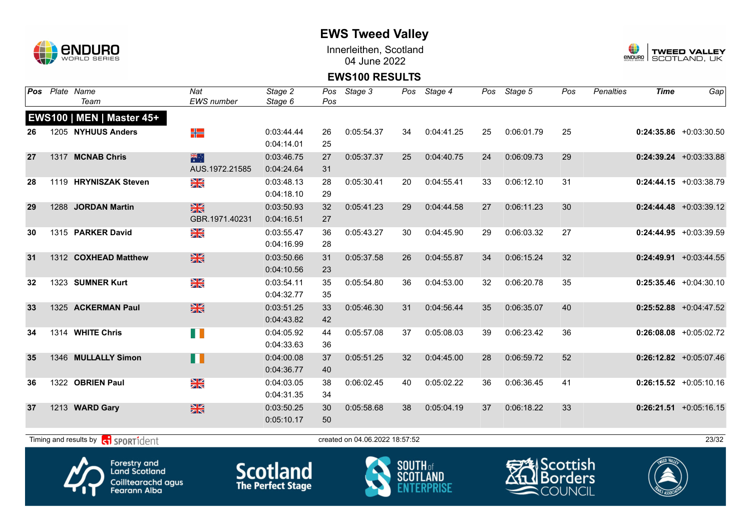# EWS Tweed Valley

Innerleithen, Scotland
04 June 2022

## EWS100 RESULTS

| Pos | Plate | Name / Team | Nat / EWS number | Stage 2 / Stage 6 | Pos / Pos | Stage 3 | Pos | Stage 4 | Pos | Stage 5 | Pos | Penalties | Time | Gap |
|---|---|---|---|---|---|---|---|---|---|---|---|---|---|---|
| **EWS100 \| MEN \| Master 45+** | | | | | | | | | | | | | | |
| 26 | 1205 | **NYHUUS Anders** | NOR | 0:03:44.44 / 0:04:14.01 | 26 / 25 | 0:05:54.37 | 34 | 0:04:41.25 | 25 | 0:06:01.79 | 25 | | **0:24:35.86** | +0:03:30.50 |
| 27 | 1317 | **MCNAB Chris** | AUS / AUS.1972.21585 | 0:03:46.75 / 0:04:24.64 | 27 / 31 | 0:05:37.37 | 25 | 0:04:40.75 | 24 | 0:06:09.73 | 29 | | **0:24:39.24** | +0:03:33.88 |
| 28 | 1119 | **HRYNISZAK Steven** | GBR | 0:03:48.13 / 0:04:18.10 | 28 / 29 | 0:05:30.41 | 20 | 0:04:55.41 | 33 | 0:06:12.10 | 31 | | **0:24:44.15** | +0:03:38.79 |
| 29 | 1288 | **JORDAN Martin** | GBR / GBR.1971.40231 | 0:03:50.93 / 0:04:16.51 | 32 / 27 | 0:05:41.23 | 29 | 0:04:44.58 | 27 | 0:06:11.23 | 30 | | **0:24:44.48** | +0:03:39.12 |
| 30 | 1315 | **PARKER David** | GBR | 0:03:55.47 / 0:04:16.99 | 36 / 28 | 0:05:43.27 | 30 | 0:04:45.90 | 29 | 0:06:03.32 | 27 | | **0:24:44.95** | +0:03:39.59 |
| 31 | 1312 | **COXHEAD Matthew** | GBR | 0:03:50.66 / 0:04:10.56 | 31 / 23 | 0:05:37.58 | 26 | 0:04:55.87 | 34 | 0:06:15.24 | 32 | | **0:24:49.91** | +0:03:44.55 |
| 32 | 1323 | **SUMNER Kurt** | GBR | 0:03:54.11 / 0:04:32.77 | 35 / 35 | 0:05:54.80 | 36 | 0:04:53.00 | 32 | 0:06:20.78 | 35 | | **0:25:35.46** | +0:04:30.10 |
| 33 | 1325 | **ACKERMAN Paul** | GBR | 0:03:51.25 / 0:04:43.82 | 33 / 42 | 0:05:46.30 | 31 | 0:04:56.44 | 35 | 0:06:35.07 | 40 | | **0:25:52.88** | +0:04:47.52 |
| 34 | 1314 | **WHITE Chris** | IRL | 0:04:05.92 / 0:04:33.63 | 44 / 36 | 0:05:57.08 | 37 | 0:05:08.03 | 39 | 0:06:23.42 | 36 | | **0:26:08.08** | +0:05:02.72 |
| 35 | 1346 | **MULLALLY Simon** | IRL | 0:04:00.08 / 0:04:36.77 | 37 / 40 | 0:05:51.25 | 32 | 0:04:45.00 | 28 | 0:06:59.72 | 52 | | **0:26:12.82** | +0:05:07.46 |
| 36 | 1322 | **OBRIEN Paul** | GBR | 0:04:03.05 / 0:04:31.35 | 38 / 34 | 0:06:02.45 | 40 | 0:05:02.22 | 36 | 0:06:36.45 | 41 | | **0:26:15.52** | +0:05:10.16 |
| 37 | 1213 | **WARD Gary** | GBR | 0:03:50.25 / 0:05:10.17 | 30 / 50 | 0:05:58.68 | 38 | 0:05:04.19 | 37 | 0:06:18.22 | 33 | | **0:26:21.51** | +0:05:16.15 |

Timing and results by SPORTident — created on 04.06.2022 18:57:52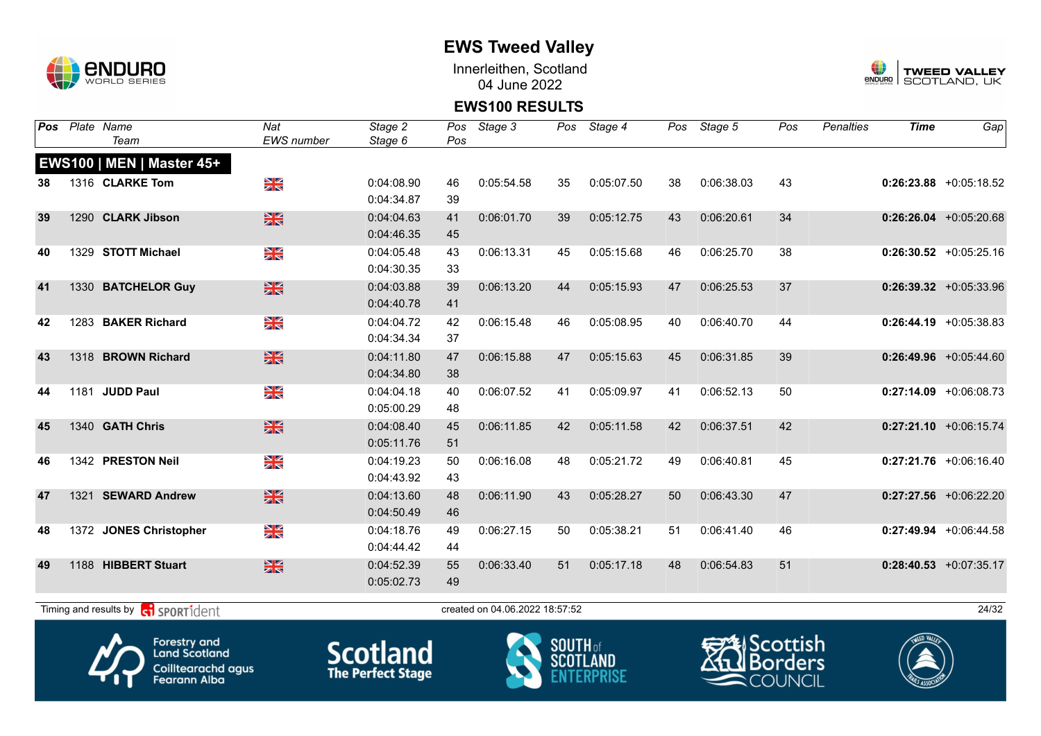# EWS Tweed Valley

Innerleithen, Scotland
04 June 2022

## EWS100 RESULTS

| Pos | Plate | Name / Team | Nat / EWS number | Stage 2 / Stage 6 | Pos / Pos | Stage 3 | Pos | Stage 4 | Pos | Stage 5 | Pos | Penalties | Time | Gap |
|---|---|---|---|---|---|---|---|---|---|---|---|---|---|---|
| **EWS100 \| MEN \| Master 45+** | | | | | | | | | | | | | | |
| 38 | 1316 | **CLARKE Tom** | GBR | 0:04:08.90 / 0:04:34.87 | 46 / 39 | 0:05:54.58 | 35 | 0:05:07.50 | 38 | 0:06:38.03 | 43 | | **0:26:23.88** | +0:05:18.52 |
| 39 | 1290 | **CLARK Jibson** | GBR | 0:04:04.63 / 0:04:46.35 | 41 / 45 | 0:06:01.70 | 39 | 0:05:12.75 | 43 | 0:06:20.61 | 34 | | **0:26:26.04** | +0:05:20.68 |
| 40 | 1329 | **STOTT Michael** | GBR | 0:04:05.48 / 0:04:30.35 | 43 / 33 | 0:06:13.31 | 45 | 0:05:15.68 | 46 | 0:06:25.70 | 38 | | **0:26:30.52** | +0:05:25.16 |
| 41 | 1330 | **BATCHELOR Guy** | GBR | 0:04:03.88 / 0:04:40.78 | 39 / 41 | 0:06:13.20 | 44 | 0:05:15.93 | 47 | 0:06:25.53 | 37 | | **0:26:39.32** | +0:05:33.96 |
| 42 | 1283 | **BAKER Richard** | GBR | 0:04:04.72 / 0:04:34.34 | 42 / 37 | 0:06:15.48 | 46 | 0:05:08.95 | 40 | 0:06:40.70 | 44 | | **0:26:44.19** | +0:05:38.83 |
| 43 | 1318 | **BROWN Richard** | GBR | 0:04:11.80 / 0:04:34.80 | 47 / 38 | 0:06:15.88 | 47 | 0:05:15.63 | 45 | 0:06:31.85 | 39 | | **0:26:49.96** | +0:05:44.60 |
| 44 | 1181 | **JUDD Paul** | GBR | 0:04:04.18 / 0:05:00.29 | 40 / 48 | 0:06:07.52 | 41 | 0:05:09.97 | 41 | 0:06:52.13 | 50 | | **0:27:14.09** | +0:06:08.73 |
| 45 | 1340 | **GATH Chris** | GBR | 0:04:08.40 / 0:05:11.76 | 45 / 51 | 0:06:11.85 | 42 | 0:05:11.58 | 42 | 0:06:37.51 | 42 | | **0:27:21.10** | +0:06:15.74 |
| 46 | 1342 | **PRESTON Neil** | GBR | 0:04:19.23 / 0:04:43.92 | 50 / 43 | 0:06:16.08 | 48 | 0:05:21.72 | 49 | 0:06:40.81 | 45 | | **0:27:21.76** | +0:06:16.40 |
| 47 | 1321 | **SEWARD Andrew** | GBR | 0:04:13.60 / 0:04:50.49 | 48 / 46 | 0:06:11.90 | 43 | 0:05:28.27 | 50 | 0:06:43.30 | 47 | | **0:27:27.56** | +0:06:22.20 |
| 48 | 1372 | **JONES Christopher** | GBR | 0:04:18.76 / 0:04:44.42 | 49 / 44 | 0:06:27.15 | 50 | 0:05:38.21 | 51 | 0:06:41.40 | 46 | | **0:27:49.94** | +0:06:44.58 |
| 49 | 1188 | **HIBBERT Stuart** | GBR | 0:04:52.39 / 0:05:02.73 | 55 / 49 | 0:06:33.40 | 51 | 0:05:17.18 | 48 | 0:06:54.83 | 51 | | **0:28:40.53** | +0:07:35.17 |

Timing and results by SPORTident

created on 04.06.2022 18:57:52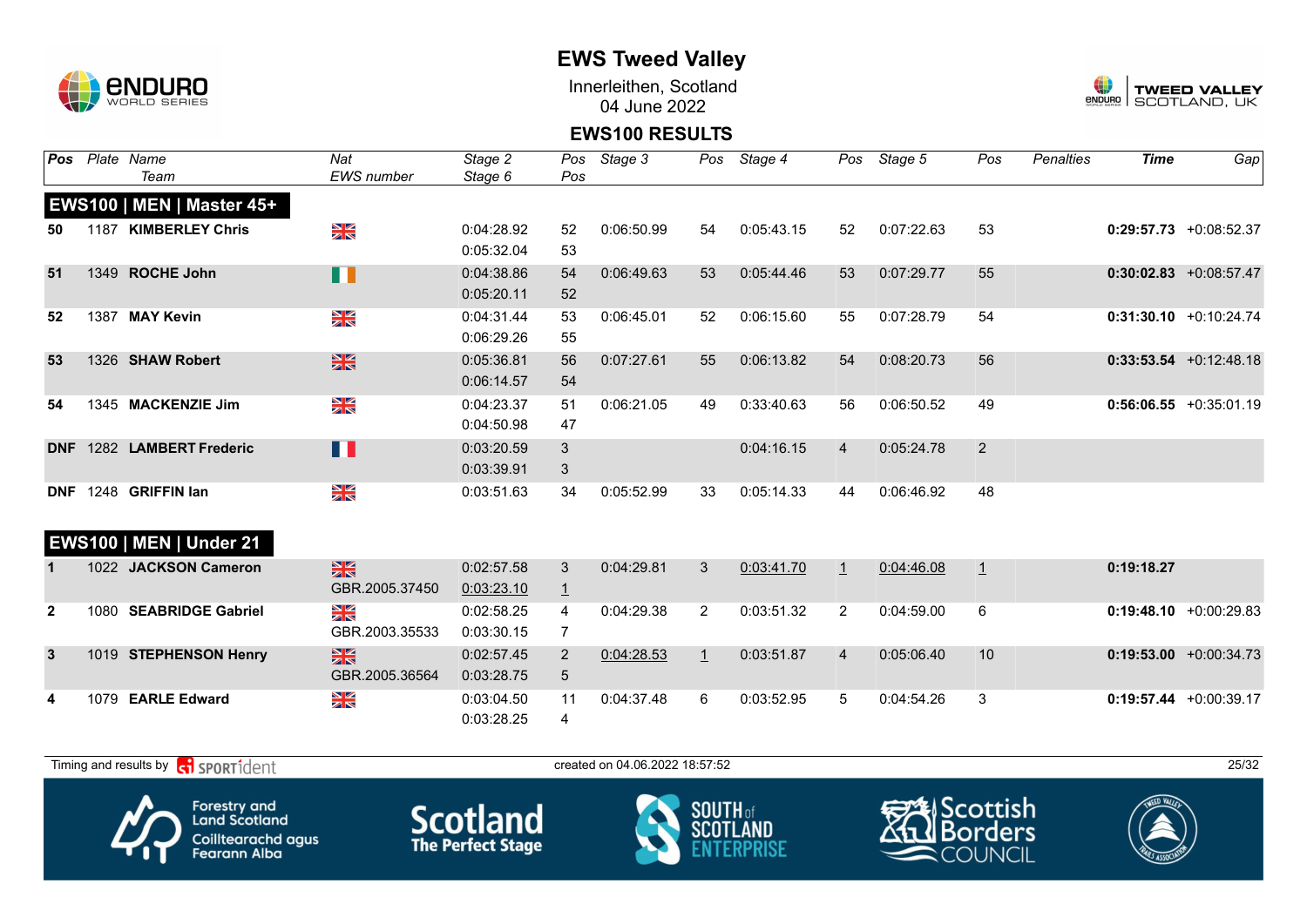# EWS Tweed Valley

Innerleithen, Scotland
04 June 2022

## EWS100 RESULTS

### EWS100 | MEN | Master 45+

| Pos | Plate | Name / Team | Nat / EWS number | Stage 2 / Stage 6 | Pos | Stage 3 | Pos | Stage 4 | Pos | Stage 5 | Pos | Penalties | Time | Gap |
|---|---|---|---|---|---|---|---|---|---|---|---|---|---|---|
| 50 | 1187 | **KIMBERLEY Chris** | GBR | 0:04:28.92 / 0:05:32.04 | 52 / 53 | 0:06:50.99 | 54 | 0:05:43.15 | 52 | 0:07:22.63 | 53 | | **0:29:57.73** | +0:08:52.37 |
| 51 | 1349 | **ROCHE John** | IRL | 0:04:38.86 / 0:05:20.11 | 54 / 52 | 0:06:49.63 | 53 | 0:05:44.46 | 53 | 0:07:29.77 | 55 | | **0:30:02.83** | +0:08:57.47 |
| 52 | 1387 | **MAY Kevin** | GBR | 0:04:31.44 / 0:06:29.26 | 53 / 55 | 0:06:45.01 | 52 | 0:06:15.60 | 55 | 0:07:28.79 | 54 | | **0:31:30.10** | +0:10:24.74 |
| 53 | 1326 | **SHAW Robert** | GBR | 0:05:36.81 / 0:06:14.57 | 56 / 54 | 0:07:27.61 | 55 | 0:06:13.82 | 54 | 0:08:20.73 | 56 | | **0:33:53.54** | +0:12:48.18 |
| 54 | 1345 | **MACKENZIE Jim** | GBR | 0:04:23.37 / 0:04:50.98 | 51 / 47 | 0:06:21.05 | 49 | 0:33:40.63 | 56 | 0:06:50.52 | 49 | | **0:56:06.55** | +0:35:01.19 |
| DNF | 1282 | **LAMBERT Frederic** | FRA | 0:03:20.59 / 0:03:39.91 | 3 / 3 | | | 0:04:16.15 | 4 | 0:05:24.78 | 2 | | | |
| DNF | 1248 | **GRIFFIN Ian** | GBR | 0:03:51.63 | 34 | 0:05:52.99 | 33 | 0:05:14.33 | 44 | 0:06:46.92 | 48 | | | |

### EWS100 | MEN | Under 21

| Pos | Plate | Name / Team | Nat / EWS number | Stage 2 / Stage 6 | Pos | Stage 3 | Pos | Stage 4 | Pos | Stage 5 | Pos | Penalties | Time | Gap |
|---|---|---|---|---|---|---|---|---|---|---|---|---|---|---|
| 1 | 1022 | **JACKSON Cameron** | GBR / GBR.2005.37450 | 0:02:57.58 / 0:03:23.10 | 3 / 1 | 0:04:29.81 | 3 | 0:03:41.70 | 1 | 0:04:46.08 | 1 | | **0:19:18.27** | |
| 2 | 1080 | **SEABRIDGE Gabriel** | GBR / GBR.2003.35533 | 0:02:58.25 / 0:03:30.15 | 4 / 7 | 0:04:29.38 | 2 | 0:03:51.32 | 2 | 0:04:59.00 | 6 | | **0:19:48.10** | +0:00:29.83 |
| 3 | 1019 | **STEPHENSON Henry** | GBR / GBR.2005.36564 | 0:02:57.45 / 0:03:28.75 | 2 / 5 | 0:04:28.53 | 1 | 0:03:51.87 | 4 | 0:05:06.40 | 10 | | **0:19:53.00** | +0:00:34.73 |
| 4 | 1079 | **EARLE Edward** | GBR | 0:03:04.50 / 0:03:28.25 | 11 / 4 | 0:04:37.48 | 6 | 0:03:52.95 | 5 | 0:04:54.26 | 3 | | **0:19:57.44** | +0:00:39.17 |

Timing and results by SPORTident — created on 04.06.2022 18:57:57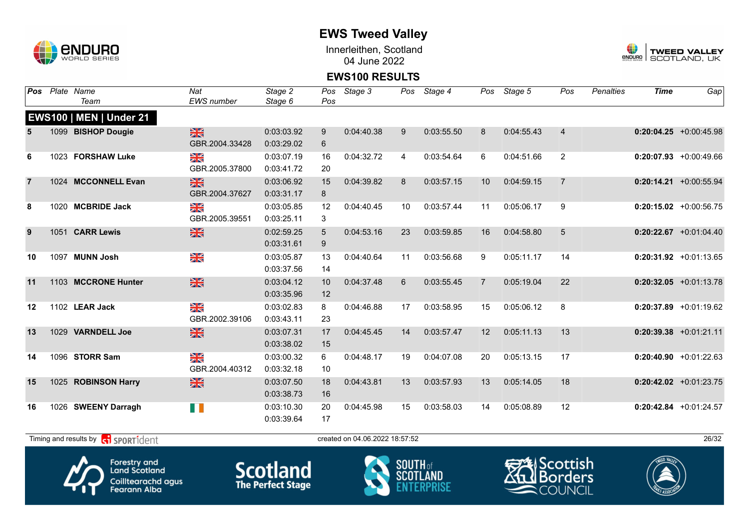# EWS Tweed Valley

Innerleithen, Scotland
04 June 2022

## EWS100 RESULTS

| Pos | Plate | Name / Team | Nat / EWS number | Stage 2 / Stage 6 | Pos / Pos | Stage 3 | Pos | Stage 4 | Pos | Stage 5 | Pos | Penalties | Time | Gap |
|---|---|---|---|---|---|---|---|---|---|---|---|---|---|---|
| **EWS100 \| MEN \| Under 21** | | | | | | | | | | | | | | |
| 5 | 1099 | **BISHOP Dougie** | GBR<br>GBR.2004.33428 | 0:03:03.92<br>0:03:29.02 | 9<br>6 | 0:04:40.38 | 9 | 0:03:55.50 | 8 | 0:04:55.43 | 4 | | **0:20:04.25** | +0:00:45.98 |
| 6 | 1023 | **FORSHAW Luke** | GBR<br>GBR.2005.37800 | 0:03:07.19<br>0:03:41.72 | 16<br>20 | 0:04:32.72 | 4 | 0:03:54.64 | 6 | 0:04:51.66 | 2 | | **0:20:07.93** | +0:00:49.66 |
| 7 | 1024 | **MCCONNELL Evan** | GBR<br>GBR.2004.37627 | 0:03:06.92<br>0:03:31.17 | 15<br>8 | 0:04:39.82 | 8 | 0:03:57.15 | 10 | 0:04:59.15 | 7 | | **0:20:14.21** | +0:00:55.94 |
| 8 | 1020 | **MCBRIDE Jack** | GBR<br>GBR.2005.39551 | 0:03:05.85<br>0:03:25.11 | 12<br>3 | 0:04:40.45 | 10 | 0:03:57.44 | 11 | 0:05:06.17 | 9 | | **0:20:15.02** | +0:00:56.75 |
| 9 | 1051 | **CARR Lewis** | GBR | 0:02:59.25<br>0:03:31.61 | 5<br>9 | 0:04:53.16 | 23 | 0:03:59.85 | 16 | 0:04:58.80 | 5 | | **0:20:22.67** | +0:01:04.40 |
| 10 | 1097 | **MUNN Josh** | GBR | 0:03:05.87<br>0:03:37.56 | 13<br>14 | 0:04:40.64 | 11 | 0:03:56.68 | 9 | 0:05:11.17 | 14 | | **0:20:31.92** | +0:01:13.65 |
| 11 | 1103 | **MCCRONE Hunter** | GBR | 0:03:04.12<br>0:03:35.96 | 10<br>12 | 0:04:37.48 | 6 | 0:03:55.45 | 7 | 0:05:19.04 | 22 | | **0:20:32.05** | +0:01:13.78 |
| 12 | 1102 | **LEAR Jack** | GBR<br>GBR.2002.39106 | 0:03:02.83<br>0:03:43.11 | 8<br>23 | 0:04:46.88 | 17 | 0:03:58.95 | 15 | 0:05:06.12 | 8 | | **0:20:37.89** | +0:01:19.62 |
| 13 | 1029 | **VARNDELL Joe** | GBR | 0:03:07.31<br>0:03:38.02 | 17<br>15 | 0:04:45.45 | 14 | 0:03:57.47 | 12 | 0:05:11.13 | 13 | | **0:20:39.38** | +0:01:21.11 |
| 14 | 1096 | **STORR Sam** | GBR<br>GBR.2004.40312 | 0:03:00.32<br>0:03:32.18 | 6<br>10 | 0:04:48.17 | 19 | 0:04:07.08 | 20 | 0:05:13.15 | 17 | | **0:20:40.90** | +0:01:22.63 |
| 15 | 1025 | **ROBINSON Harry** | GBR | 0:03:07.50<br>0:03:38.73 | 18<br>16 | 0:04:43.81 | 13 | 0:03:57.93 | 13 | 0:05:14.05 | 18 | | **0:20:42.02** | +0:01:23.75 |
| 16 | 1026 | **SWEENY Darragh** | IRL | 0:03:10.30<br>0:03:39.64 | 20<br>17 | 0:04:45.98 | 15 | 0:03:58.03 | 14 | 0:05:08.89 | 12 | | **0:20:42.84** | +0:01:24.57 |

Timing and results by SPORTident — created on 04.06.2022 18:57:52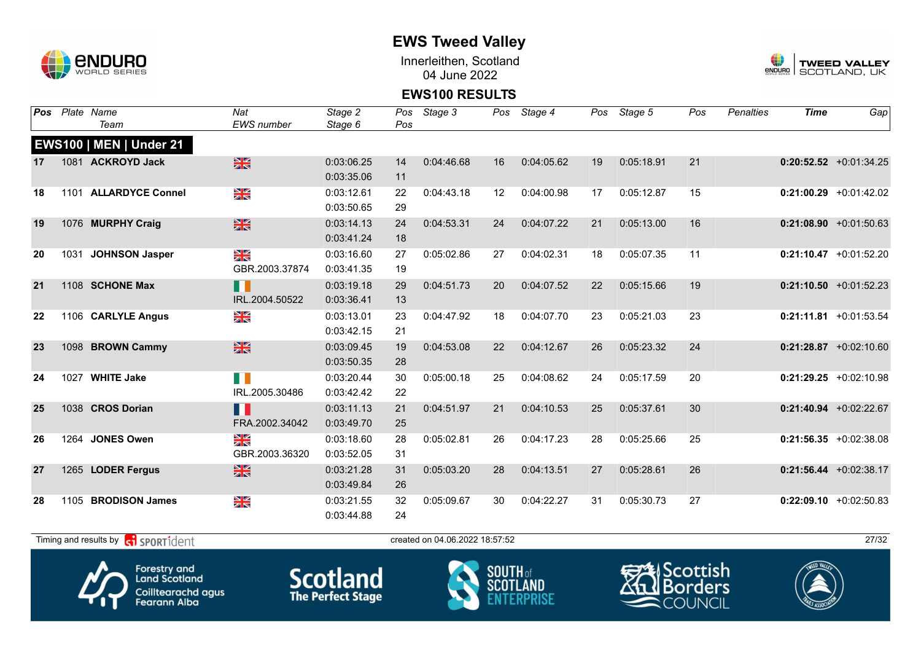# EWS Tweed Valley

Innerleithen, Scotland
04 June 2022

## EWS100 RESULTS

### EWS100 | MEN | Under 21

| Pos | Plate | Name / Team | Nat / EWS number | Stage 2 / Stage 6 | Pos / Pos | Stage 3 | Pos | Stage 4 | Pos | Stage 5 | Pos | Penalties | Time | Gap |
|---|---|---|---|---|---|---|---|---|---|---|---|---|---|---|
| 17 | 1081 | **ACKROYD Jack** | GBR | 0:03:06.25 / 0:03:35.06 | 14 / 11 | 0:04:46.68 | 16 | 0:04:05.62 | 19 | 0:05:18.91 | 21 | | **0:20:52.52** | +0:01:34.25 |
| 18 | 1101 | **ALLARDYCE Connel** | GBR | 0:03:12.61 / 0:03:50.65 | 22 / 29 | 0:04:43.18 | 12 | 0:04:00.98 | 17 | 0:05:12.87 | 15 | | **0:21:00.29** | +0:01:42.02 |
| 19 | 1076 | **MURPHY Craig** | GBR | 0:03:14.13 / 0:03:41.24 | 24 / 18 | 0:04:53.31 | 24 | 0:04:07.22 | 21 | 0:05:13.00 | 16 | | **0:21:08.90** | +0:01:50.63 |
| 20 | 1031 | **JOHNSON Jasper** | GBR / GBR.2003.37874 | 0:03:16.60 / 0:03:41.35 | 27 / 19 | 0:05:02.86 | 27 | 0:04:02.31 | 18 | 0:05:07.35 | 11 | | **0:21:10.47** | +0:01:52.20 |
| 21 | 1108 | **SCHONE Max** | IRL / IRL.2004.50522 | 0:03:19.18 / 0:03:36.41 | 29 / 13 | 0:04:51.73 | 20 | 0:04:07.52 | 22 | 0:05:15.66 | 19 | | **0:21:10.50** | +0:01:52.23 |
| 22 | 1106 | **CARLYLE Angus** | GBR | 0:03:13.01 / 0:03:42.15 | 23 / 21 | 0:04:47.92 | 18 | 0:04:07.70 | 23 | 0:05:21.03 | 23 | | **0:21:11.81** | +0:01:53.54 |
| 23 | 1098 | **BROWN Cammy** | GBR | 0:03:09.45 / 0:03:50.35 | 19 / 28 | 0:04:53.08 | 22 | 0:04:12.67 | 26 | 0:05:23.32 | 24 | | **0:21:28.87** | +0:02:10.60 |
| 24 | 1027 | **WHITE Jake** | IRL / IRL.2005.30486 | 0:03:20.44 / 0:03:42.42 | 30 / 22 | 0:05:00.18 | 25 | 0:04:08.62 | 24 | 0:05:17.59 | 20 | | **0:21:29.25** | +0:02:10.98 |
| 25 | 1038 | **CROS Dorian** | FRA / FRA.2002.34042 | 0:03:11.13 / 0:03:49.70 | 21 / 25 | 0:04:51.97 | 21 | 0:04:10.53 | 25 | 0:05:37.61 | 30 | | **0:21:40.94** | +0:02:22.67 |
| 26 | 1264 | **JONES Owen** | GBR / GBR.2003.36320 | 0:03:18.60 / 0:03:52.05 | 28 / 31 | 0:05:02.81 | 26 | 0:04:17.23 | 28 | 0:05:25.66 | 25 | | **0:21:56.35** | +0:02:38.08 |
| 27 | 1265 | **LODER Fergus** | GBR | 0:03:21.28 / 0:03:49.84 | 31 / 26 | 0:05:03.20 | 28 | 0:04:13.51 | 27 | 0:05:28.61 | 26 | | **0:21:56.44** | +0:02:38.17 |
| 28 | 1105 | **BRODISON James** | GBR | 0:03:21.55 / 0:03:44.88 | 32 / 24 | 0:05:09.67 | 30 | 0:04:22.27 | 31 | 0:05:30.73 | 27 | | **0:22:09.10** | +0:02:50.83 |

Timing and results by SPORTident — created on 04.06.2022 18:57:52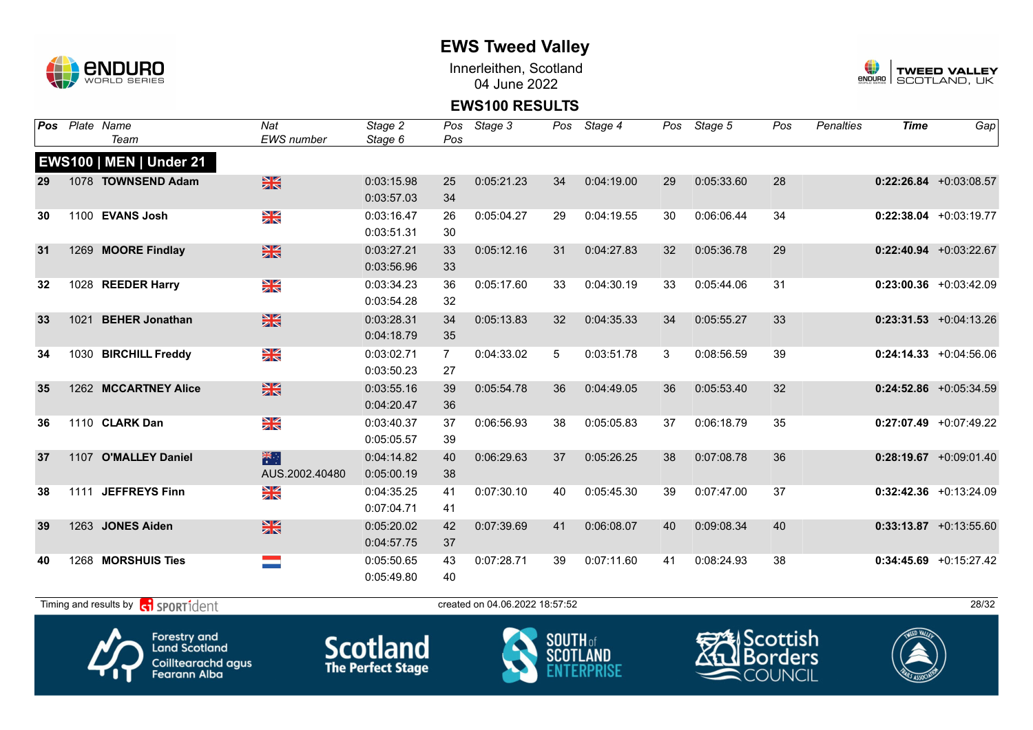# EWS Tweed Valley

Innerleithen, Scotland
04 June 2022

## EWS100 RESULTS

### EWS100 | MEN | Under 21

| Pos | Plate | Name / Team | Nat / EWS number | Stage 2 / Stage 6 | Pos / Pos | Stage 3 | Pos | Stage 4 | Pos | Stage 5 | Pos | Penalties | Time | Gap |
|---|---|---|---|---|---|---|---|---|---|---|---|---|---|---|
| 29 | 1078 | **TOWNSEND Adam** | GBR | 0:03:15.98 / 0:03:57.03 | 25 / 34 | 0:05:21.23 | 34 | 0:04:19.00 | 29 | 0:05:33.60 | 28 | | **0:22:26.84** | +0:03:08.57 |
| 30 | 1100 | **EVANS Josh** | GBR | 0:03:16.47 / 0:03:51.31 | 26 / 30 | 0:05:04.27 | 29 | 0:04:19.55 | 30 | 0:06:06.44 | 34 | | **0:22:38.04** | +0:03:19.77 |
| 31 | 1269 | **MOORE Findlay** | GBR | 0:03:27.21 / 0:03:56.96 | 33 / 33 | 0:05:12.16 | 31 | 0:04:27.83 | 32 | 0:05:36.78 | 29 | | **0:22:40.94** | +0:03:22.67 |
| 32 | 1028 | **REEDER Harry** | GBR | 0:03:34.23 / 0:03:54.28 | 36 / 32 | 0:05:17.60 | 33 | 0:04:30.19 | 33 | 0:05:44.06 | 31 | | **0:23:00.36** | +0:03:42.09 |
| 33 | 1021 | **BEHER Jonathan** | GBR | 0:03:28.31 / 0:04:18.79 | 34 / 35 | 0:05:13.83 | 32 | 0:04:35.33 | 34 | 0:05:55.27 | 33 | | **0:23:31.53** | +0:04:13.26 |
| 34 | 1030 | **BIRCHILL Freddy** | GBR | 0:03:02.71 / 0:03:50.23 | 7 / 27 | 0:04:33.02 | 5 | 0:03:51.78 | 3 | 0:08:56.59 | 39 | | **0:24:14.33** | +0:04:56.06 |
| 35 | 1262 | **MCCARTNEY Alice** | GBR | 0:03:55.16 / 0:04:20.47 | 39 / 36 | 0:05:54.78 | 36 | 0:04:49.05 | 36 | 0:05:53.40 | 32 | | **0:24:52.86** | +0:05:34.59 |
| 36 | 1110 | **CLARK Dan** | GBR | 0:03:40.37 / 0:05:05.57 | 37 / 39 | 0:06:56.93 | 38 | 0:05:05.83 | 37 | 0:06:18.79 | 35 | | **0:27:07.49** | +0:07:49.22 |
| 37 | 1107 | **O'MALLEY Daniel** | AUS / AUS.2002.40480 | 0:04:14.82 / 0:05:00.19 | 40 / 38 | 0:06:29.63 | 37 | 0:05:26.25 | 38 | 0:07:08.78 | 36 | | **0:28:19.67** | +0:09:01.40 |
| 38 | 1111 | **JEFFREYS Finn** | GBR | 0:04:35.25 / 0:07:04.71 | 41 / 41 | 0:07:30.10 | 40 | 0:05:45.30 | 39 | 0:07:47.00 | 37 | | **0:32:42.36** | +0:13:24.09 |
| 39 | 1263 | **JONES Aiden** | GBR | 0:05:20.02 / 0:04:57.75 | 42 / 37 | 0:07:39.69 | 41 | 0:06:08.07 | 40 | 0:09:08.34 | 40 | | **0:33:13.87** | +0:13:55.60 |
| 40 | 1268 | **MORSHUIS Ties** | NED | 0:05:50.65 / 0:05:49.80 | 43 / 40 | 0:07:28.71 | 39 | 0:07:11.60 | 41 | 0:08:24.93 | 38 | | **0:34:45.69** | +0:15:27.42 |

Timing and results by SPORTident

created on 04.06.2022 18:57:52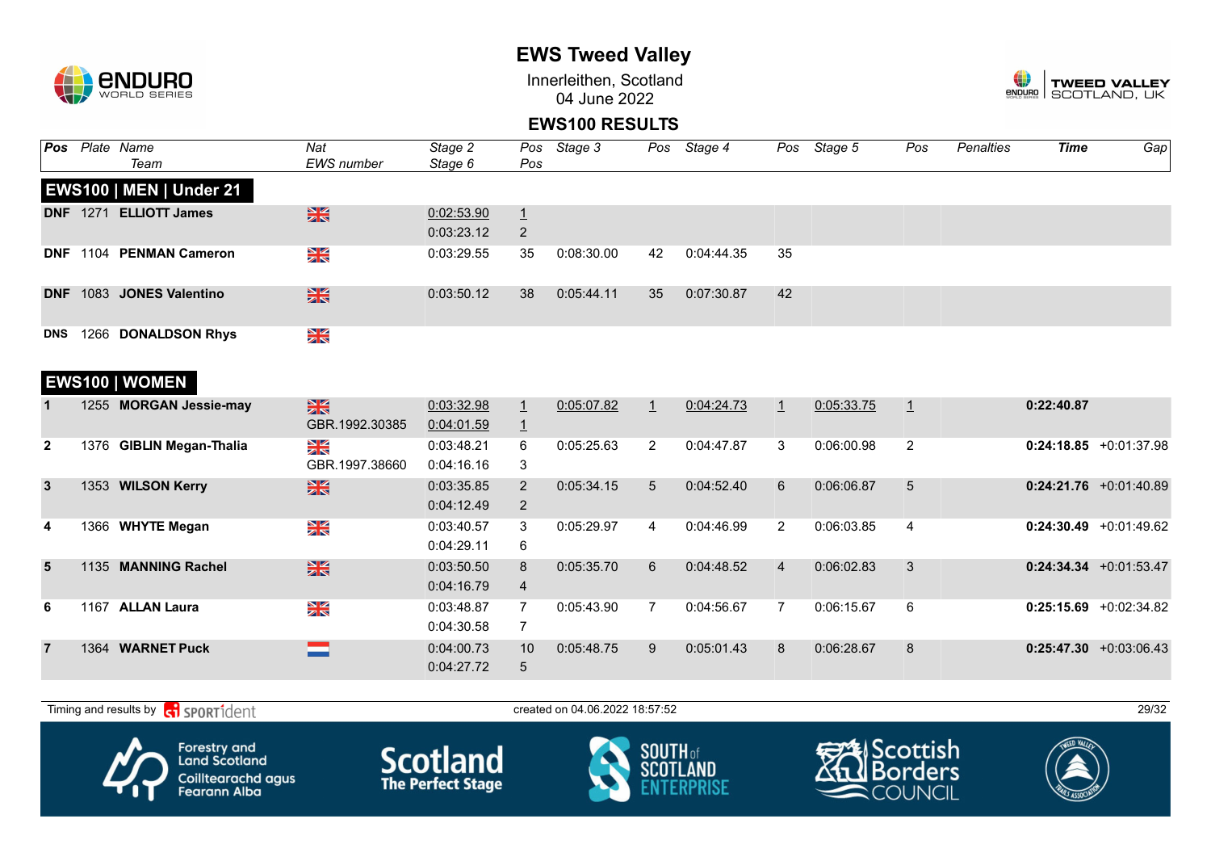# EWS Tweed Valley

Innerleithen, Scotland
04 June 2022

## EWS100 RESULTS

| Pos | Plate | Name / Team | Nat / EWS number | Stage 2 / Stage 6 | Pos / Pos | Stage 3 | Pos | Stage 4 | Pos | Stage 5 | Pos | Penalties | Time | Gap |
|---|---|---|---|---|---|---|---|---|---|---|---|---|---|---|
| **EWS100 \| MEN \| Under 21** | | | | | | | | | | | | | | |
| DNF | 1271 | **ELLIOTT James** | GBR | 0:02:53.90<br>0:03:23.12 | 1<br>2 | | | | | | | | | |
| DNF | 1104 | **PENMAN Cameron** | GBR | 0:03:29.55 | 35 | 0:08:30.00 | 42 | 0:04:44.35 | 35 | | | | | |
| DNF | 1083 | **JONES Valentino** | GBR | 0:03:50.12 | 38 | 0:05:44.11 | 35 | 0:07:30.87 | 42 | | | | | |
| DNS | 1266 | **DONALDSON Rhys** | GBR | | | | | | | | | | | |
| **EWS100 \| WOMEN** | | | | | | | | | | | | | | |
| 1 | 1255 | **MORGAN Jessie-may** | GBR<br>GBR.1992.30385 | 0:03:32.98<br>0:04:01.59 | 1<br>1 | 0:05:07.82 | 1 | 0:04:24.73 | 1 | 0:05:33.75 | 1 | | **0:22:40.87** | |
| 2 | 1376 | **GIBLIN Megan-Thalia** | GBR<br>GBR.1997.38660 | 0:03:48.21<br>0:04:16.16 | 6<br>3 | 0:05:25.63 | 2 | 0:04:47.87 | 3 | 0:06:00.98 | 2 | | **0:24:18.85** | +0:01:37.98 |
| 3 | 1353 | **WILSON Kerry** | GBR | 0:03:35.85<br>0:04:12.49 | 2<br>2 | 0:05:34.15 | 5 | 0:04:52.40 | 6 | 0:06:06.87 | 5 | | **0:24:21.76** | +0:01:40.89 |
| 4 | 1366 | **WHYTE Megan** | GBR | 0:03:40.57<br>0:04:29.11 | 3<br>6 | 0:05:29.97 | 4 | 0:04:46.99 | 2 | 0:06:03.85 | 4 | | **0:24:30.49** | +0:01:49.62 |
| 5 | 1135 | **MANNING Rachel** | GBR | 0:03:50.50<br>0:04:16.79 | 8<br>4 | 0:05:35.70 | 6 | 0:04:48.52 | 4 | 0:06:02.83 | 3 | | **0:24:34.34** | +0:01:53.47 |
| 6 | 1167 | **ALLAN Laura** | GBR | 0:03:48.87<br>0:04:30.58 | 7<br>7 | 0:05:43.90 | 7 | 0:04:56.67 | 7 | 0:06:15.67 | 6 | | **0:25:15.69** | +0:02:34.82 |
| 7 | 1364 | **WARNET Puck** | NED | 0:04:00.73<br>0:04:27.72 | 10<br>5 | 0:05:48.75 | 9 | 0:05:01.43 | 8 | 0:06:28.67 | 8 | | **0:25:47.30** | +0:03:06.43 |

Timing and results by SPORTident — created on 04.06.2022 18:57:52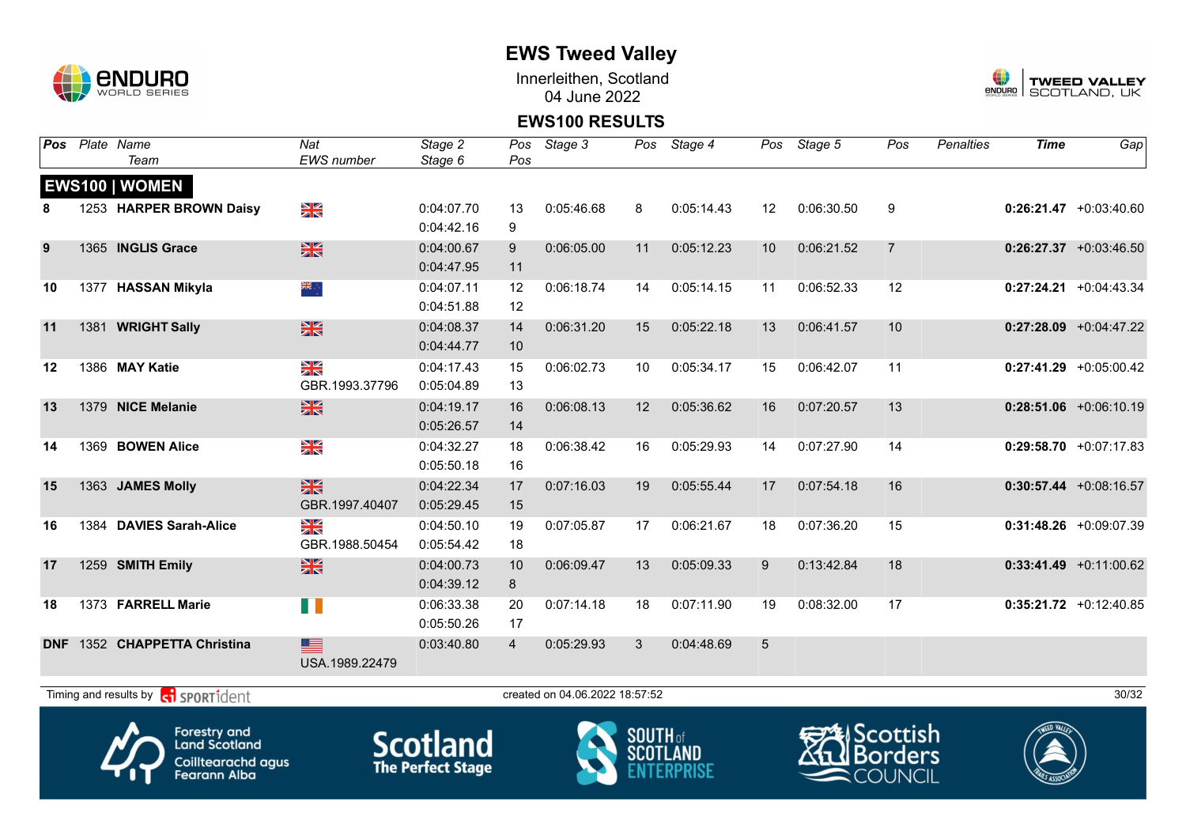# EWS Tweed Valley

Innerleithen, Scotland
04 June 2022

## EWS100 RESULTS

| Pos | Plate | Name<br>Team | Nat<br>EWS number | Stage 2<br>Stage 6 | Pos<br>Pos | Stage 3 | Pos | Stage 4 | Pos | Stage 5 | Pos | Penalties | Time | Gap |
|---|---|---|---|---|---|---|---|---|---|---|---|---|---|---|
| **EWS100 \| WOMEN** | | | | | | | | | | | | | | |
| 8 | 1253 | **HARPER BROWN Daisy** | GBR | 0:04:07.70<br>0:04:42.16 | 13<br>9 | 0:05:46.68 | 8 | 0:05:14.43 | 12 | 0:06:30.50 | 9 | | **0:26:21.47** | +0:03:40.60 |
| 9 | 1365 | **INGLIS Grace** | GBR | 0:04:00.67<br>0:04:47.95 | 9<br>11 | 0:06:05.00 | 11 | 0:05:12.23 | 10 | 0:06:21.52 | 7 | | **0:26:27.37** | +0:03:46.50 |
| 10 | 1377 | **HASSAN Mikyla** | AUS | 0:04:07.11<br>0:04:51.88 | 12<br>12 | 0:06:18.74 | 14 | 0:05:14.15 | 11 | 0:06:52.33 | 12 | | **0:27:24.21** | +0:04:43.34 |
| 11 | 1381 | **WRIGHT Sally** | GBR | 0:04:08.37<br>0:04:44.77 | 14<br>10 | 0:06:31.20 | 15 | 0:05:22.18 | 13 | 0:06:41.57 | 10 | | **0:27:28.09** | +0:04:47.22 |
| 12 | 1386 | **MAY Katie** | GBR<br>GBR.1993.37796 | 0:04:17.43<br>0:05:04.89 | 15<br>13 | 0:06:02.73 | 10 | 0:05:34.17 | 15 | 0:06:42.07 | 11 | | **0:27:41.29** | +0:05:00.42 |
| 13 | 1379 | **NICE Melanie** | GBR | 0:04:19.17<br>0:05:26.57 | 16<br>14 | 0:06:08.13 | 12 | 0:05:36.62 | 16 | 0:07:20.57 | 13 | | **0:28:51.06** | +0:06:10.19 |
| 14 | 1369 | **BOWEN Alice** | GBR | 0:04:32.27<br>0:05:50.18 | 18<br>16 | 0:06:38.42 | 16 | 0:05:29.93 | 14 | 0:07:27.90 | 14 | | **0:29:58.70** | +0:07:17.83 |
| 15 | 1363 | **JAMES Molly** | GBR<br>GBR.1997.40407 | 0:04:22.34<br>0:05:29.45 | 17<br>15 | 0:07:16.03 | 19 | 0:05:55.44 | 17 | 0:07:54.18 | 16 | | **0:30:57.44** | +0:08:16.57 |
| 16 | 1384 | **DAVIES Sarah-Alice** | GBR<br>GBR.1988.50454 | 0:04:50.10<br>0:05:54.42 | 19<br>18 | 0:07:05.87 | 17 | 0:06:21.67 | 18 | 0:07:36.20 | 15 | | **0:31:48.26** | +0:09:07.39 |
| 17 | 1259 | **SMITH Emily** | GBR | 0:04:00.73<br>0:04:39.12 | 10<br>8 | 0:06:09.47 | 13 | 0:05:09.33 | 9 | 0:13:42.84 | 18 | | **0:33:41.49** | +0:11:00.62 |
| 18 | 1373 | **FARRELL Marie** | IRL | 0:06:33.38<br>0:05:50.26 | 20<br>17 | 0:07:14.18 | 18 | 0:07:11.90 | 19 | 0:08:32.00 | 17 | | **0:35:21.72** | +0:12:40.85 |
| DNF | 1352 | **CHAPPETTA Christina** | USA<br>USA.1989.22479 | 0:03:40.80 | 4 | 0:05:29.93 | 3 | 0:04:48.69 | 5 | | | | | |

Timing and results by SPORTident — created on 04.06.2022 18:57:52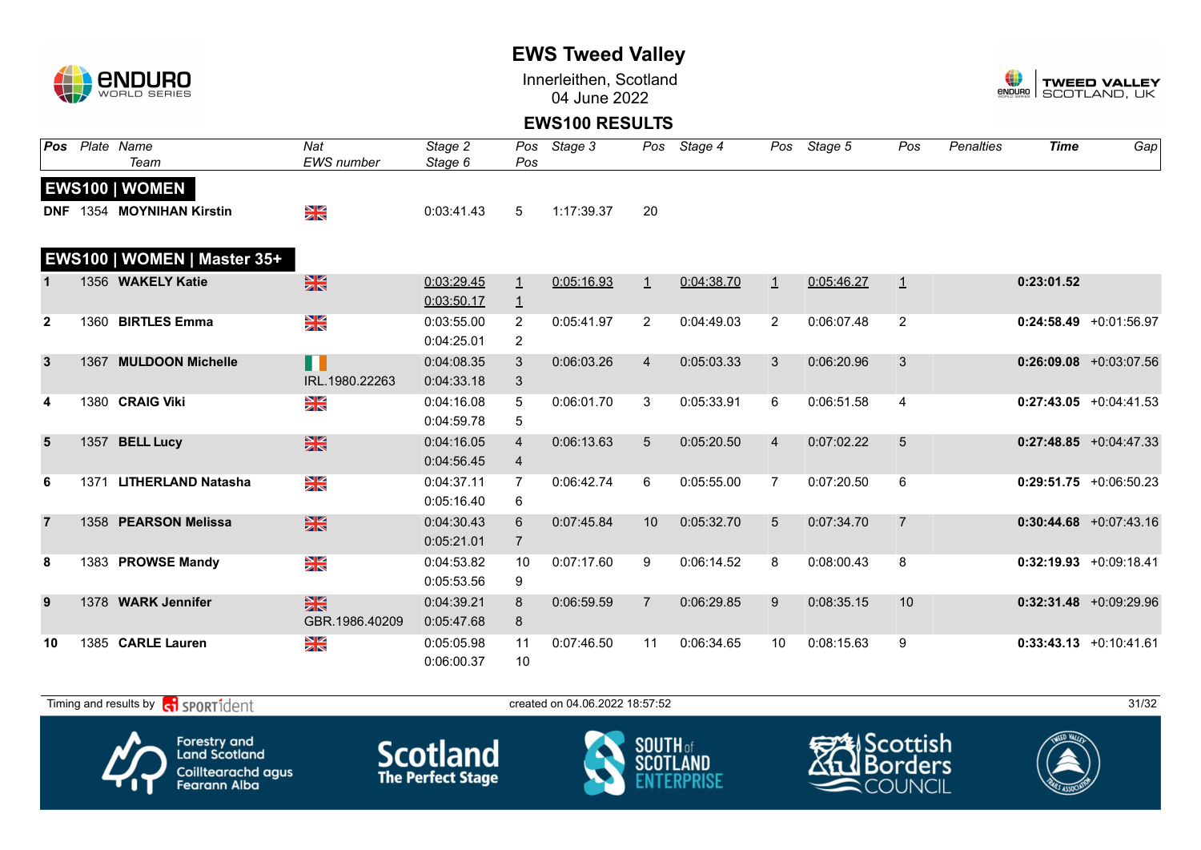# EWS Tweed Valley

Innerleithen, Scotland
04 June 2022

## EWS100 RESULTS

| Pos | Plate | Name / Team | Nat / EWS number | Stage 2 / Stage 6 | Pos / Pos | Stage 3 | Pos | Stage 4 | Pos | Stage 5 | Pos | Penalties | Time | Gap |
|---|---|---|---|---|---|---|---|---|---|---|---|---|---|---|
| **EWS100 \| WOMEN** | | | | | | | | | | | | | | |
| **DNF** | 1354 | **MOYNIHAN Kirstin** | GBR | 0:03:41.43 | 5 | 1:17:39.37 | 20 | | | | | | | |
| **EWS100 \| WOMEN \| Master 35+** | | | | | | | | | | | | | | |
| **1** | 1356 | **WAKELY Katie** | GBR | 0:03:29.45 / 0:03:50.17 | 1 / 1 | 0:05:16.93 | 1 | 0:04:38.70 | 1 | 0:05:46.27 | 1 | | **0:23:01.52** | |
| **2** | 1360 | **BIRTLES Emma** | GBR | 0:03:55.00 / 0:04:25.01 | 2 / 2 | 0:05:41.97 | 2 | 0:04:49.03 | 2 | 0:06:07.48 | 2 | | **0:24:58.49** | +0:01:56.97 |
| **3** | 1367 | **MULDOON Michelle** | IRL / IRL.1980.22263 | 0:04:08.35 / 0:04:33.18 | 3 / 3 | 0:06:03.26 | 4 | 0:05:03.33 | 3 | 0:06:20.96 | 3 | | **0:26:09.08** | +0:03:07.56 |
| **4** | 1380 | **CRAIG Viki** | GBR | 0:04:16.08 / 0:04:59.78 | 5 / 5 | 0:06:01.70 | 3 | 0:05:33.91 | 6 | 0:06:51.58 | 4 | | **0:27:43.05** | +0:04:41.53 |
| **5** | 1357 | **BELL Lucy** | GBR | 0:04:16.05 / 0:04:56.45 | 4 / 4 | 0:06:13.63 | 5 | 0:05:20.50 | 4 | 0:07:02.22 | 5 | | **0:27:48.85** | +0:04:47.33 |
| **6** | 1371 | **LITHERLAND Natasha** | GBR | 0:04:37.11 / 0:05:16.40 | 7 / 6 | 0:06:42.74 | 6 | 0:05:55.00 | 7 | 0:07:20.50 | 6 | | **0:29:51.75** | +0:06:50.23 |
| **7** | 1358 | **PEARSON Melissa** | GBR | 0:04:30.43 / 0:05:21.01 | 6 / 7 | 0:07:45.84 | 10 | 0:05:32.70 | 5 | 0:07:34.70 | 7 | | **0:30:44.68** | +0:07:43.16 |
| **8** | 1383 | **PROWSE Mandy** | GBR | 0:04:53.82 / 0:05:53.56 | 10 / 9 | 0:07:17.60 | 9 | 0:06:14.52 | 8 | 0:08:00.43 | 8 | | **0:32:19.93** | +0:09:18.41 |
| **9** | 1378 | **WARK Jennifer** | GBR / GBR.1986.40209 | 0:04:39.21 / 0:05:47.68 | 8 / 8 | 0:06:59.59 | 7 | 0:06:29.85 | 9 | 0:08:35.15 | 10 | | **0:32:31.48** | +0:09:29.96 |
| **10** | 1385 | **CARLE Lauren** | GBR | 0:05:05.98 / 0:06:00.37 | 11 / 10 | 0:07:46.50 | 11 | 0:06:34.65 | 10 | 0:08:15.63 | 9 | | **0:33:43.13** | +0:10:41.61 |

Timing and results by SPORTident — created on 04.06.2022 18:57:52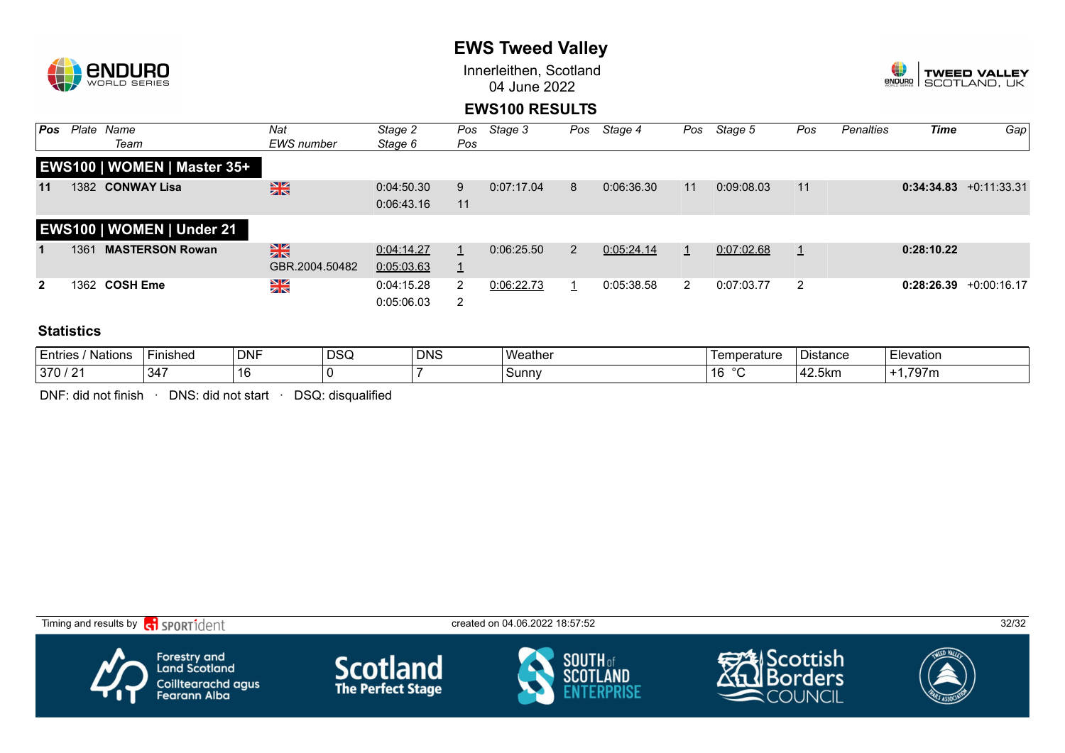# EWS Tweed Valley

Innerleithen, Scotland
04 June 2022

## EWS100 RESULTS

| Pos | Plate | Name / Team | Nat / EWS number | Stage 2 / Stage 6 | Pos / Pos | Stage 3 | Pos | Stage 4 | Pos | Stage 5 | Pos | Penalties | Time | Gap |
|---|---|---|---|---|---|---|---|---|---|---|---|---|---|---|
| **EWS100 \| WOMEN \| Master 35+** | | | | | | | | | | | | | | |
| 11 | 1382 | **CONWAY Lisa** | GBR | 0:04:50.30<br>0:06:43.16 | 9<br>11 | 0:07:17.04 | 8 | 0:06:36.30 | 11 | 0:09:08.03 | 11 | | **0:34:34.83** | +0:11:33.31 |
| **EWS100 \| WOMEN \| Under 21** | | | | | | | | | | | | | | |
| 1 | 1361 | **MASTERSON Rowan** | GBR<br>GBR.2004.50482 | 0:04:14.27<br>0:05:03.63 | 1<br>1 | 0:06:25.50 | 2 | 0:05:24.14 | 1 | 0:07:02.68 | 1 | | **0:28:10.22** | |
| 2 | 1362 | **COSH Eme** | GBR | 0:04:15.28<br>0:05:06.03 | 2<br>2 | 0:06:22.73 | 1 | 0:05:38.58 | 2 | 0:07:03.77 | 2 | | **0:28:26.39** | +0:00:16.17 |

### Statistics

| Entries / Nations | Finished | DNF | DSQ | DNS | Weather | Temperature | Distance | Elevation |
|---|---|---|---|---|---|---|---|---|
| 370 / 21 | 347 | 16 | 0 | 7 | Sunny | 16 °C | 42.5km | +1,797m |

DNF: did not finish · DNS: did not start · DSQ: disqualified

Timing and results by SPORTident

created on 04.06.2022 18:57:52